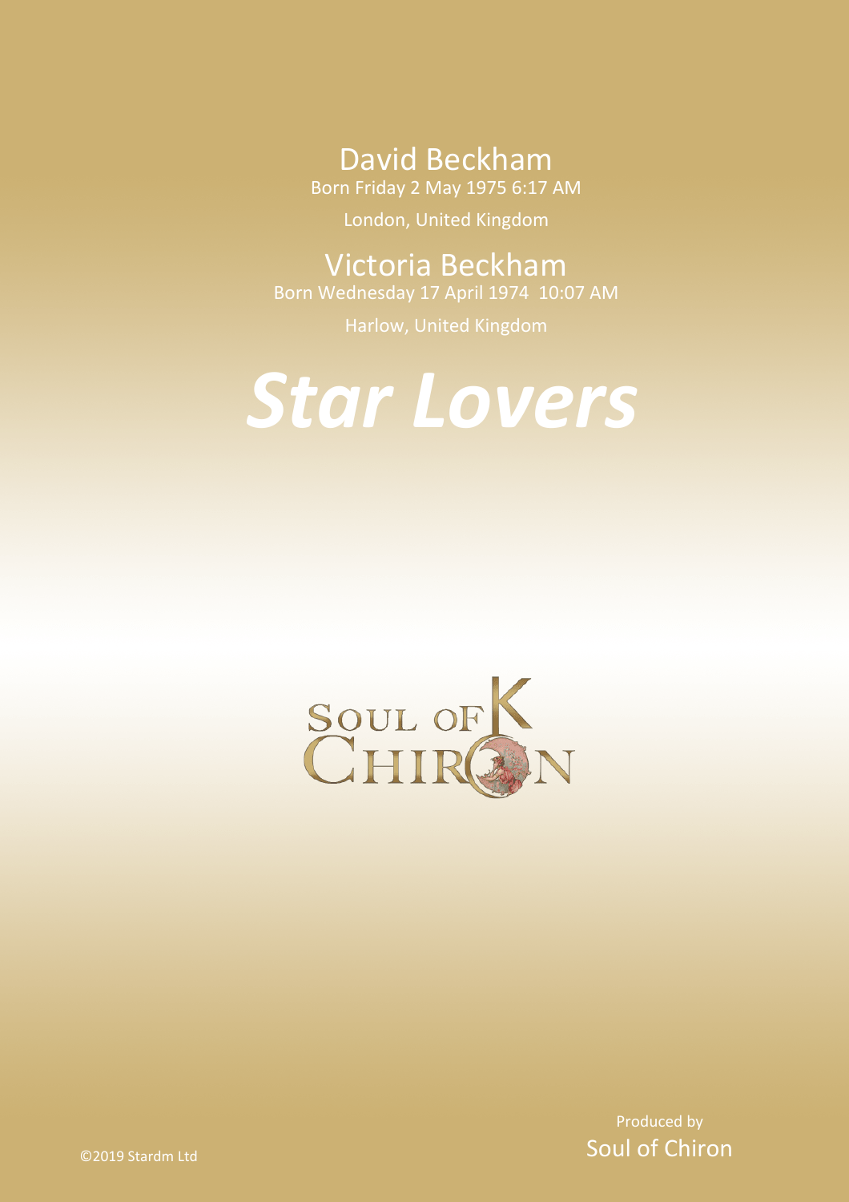David Beckham

Born Friday 2 May 1975 6:17 AM

London, United Kingdom

Victoria Beckham

Born Wednesday 17 April 1974 10:07 AM

Harlow, United Kingdom

# *Star Lovers*

Produced by

Soul of Chiron

©2019 Stardm Ltd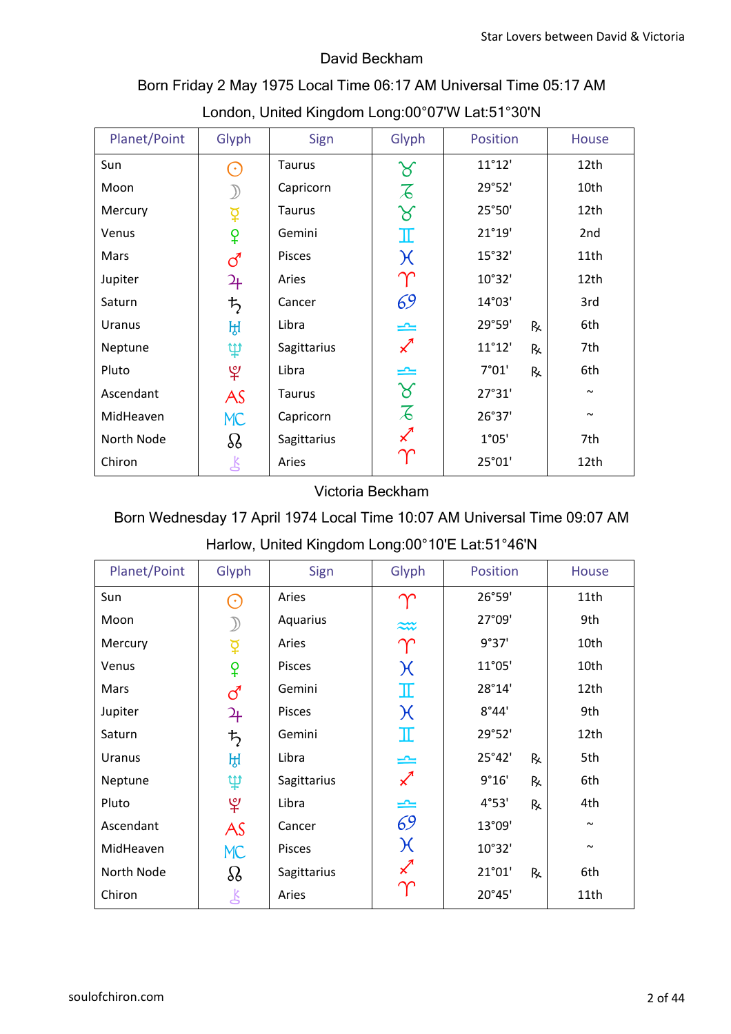David Beckham

Born Friday 2 May 1975 Local Time 06:17 AM Universal Time 05:17 AM

London, United Kingdom Long:00°07'W Lat:51°30'N

| Planet/Point | Glyph | Sign | Glyph | Position | House |
|---|---|---|---|---|---|
| Sun | ☉ | Taurus | ♉ | 11°12' | 12th |
| Moon | ☽ | Capricorn | ♑ | 29°52' | 10th |
| Mercury | ☿ | Taurus | ♉ | 25°50' | 12th |
| Venus | ♀ | Gemini | ♊ | 21°19' | 2nd |
| Mars | ♂ | Pisces | ♓ | 15°32' | 11th |
| Jupiter | ♃ | Aries | ♈ | 10°32' | 12th |
| Saturn | ♄ | Cancer | ♋ | 14°03' | 3rd |
| Uranus | ♅ | Libra | ♎ | 29°59' ℞ | 6th |
| Neptune | ♆ | Sagittarius | ♐ | 11°12' ℞ | 7th |
| Pluto | ♇ | Libra | ♎ | 7°01' ℞ | 6th |
| Ascendant | AS | Taurus | ♉ | 27°31' | ~ |
| MidHeaven | MC | Capricorn | ♑ | 26°37' | ~ |
| North Node | ☊ | Sagittarius | ♐ | 1°05' | 7th |
| Chiron | ⚷ | Aries | ♈ | 25°01' | 12th |

Victoria Beckham

Born Wednesday 17 April 1974 Local Time 10:07 AM Universal Time 09:07 AM

Harlow, United Kingdom Long:00°10'E Lat:51°46'N

| Planet/Point | Glyph | Sign | Glyph | Position | House |
|---|---|---|---|---|---|
| Sun | ☉ | Aries | ♈ | 26°59' | 11th |
| Moon | ☽ | Aquarius | ♒ | 27°09' | 9th |
| Mercury | ☿ | Aries | ♈ | 9°37' | 10th |
| Venus | ♀ | Pisces | ♓ | 11°05' | 10th |
| Mars | ♂ | Gemini | ♊ | 28°14' | 12th |
| Jupiter | ♃ | Pisces | ♓ | 8°44' | 9th |
| Saturn | ♄ | Gemini | ♊ | 29°52' | 12th |
| Uranus | ♅ | Libra | ♎ | 25°42' ℞ | 5th |
| Neptune | ♆ | Sagittarius | ♐ | 9°16' ℞ | 6th |
| Pluto | ♇ | Libra | ♎ | 4°53' ℞ | 4th |
| Ascendant | AS | Cancer | ♋ | 13°09' | ~ |
| MidHeaven | MC | Pisces | ♓ | 10°32' | ~ |
| North Node | ☊ | Sagittarius | ♐ | 21°01' ℞ | 6th |
| Chiron | ⚷ | Aries | ♈ | 20°45' | 11th |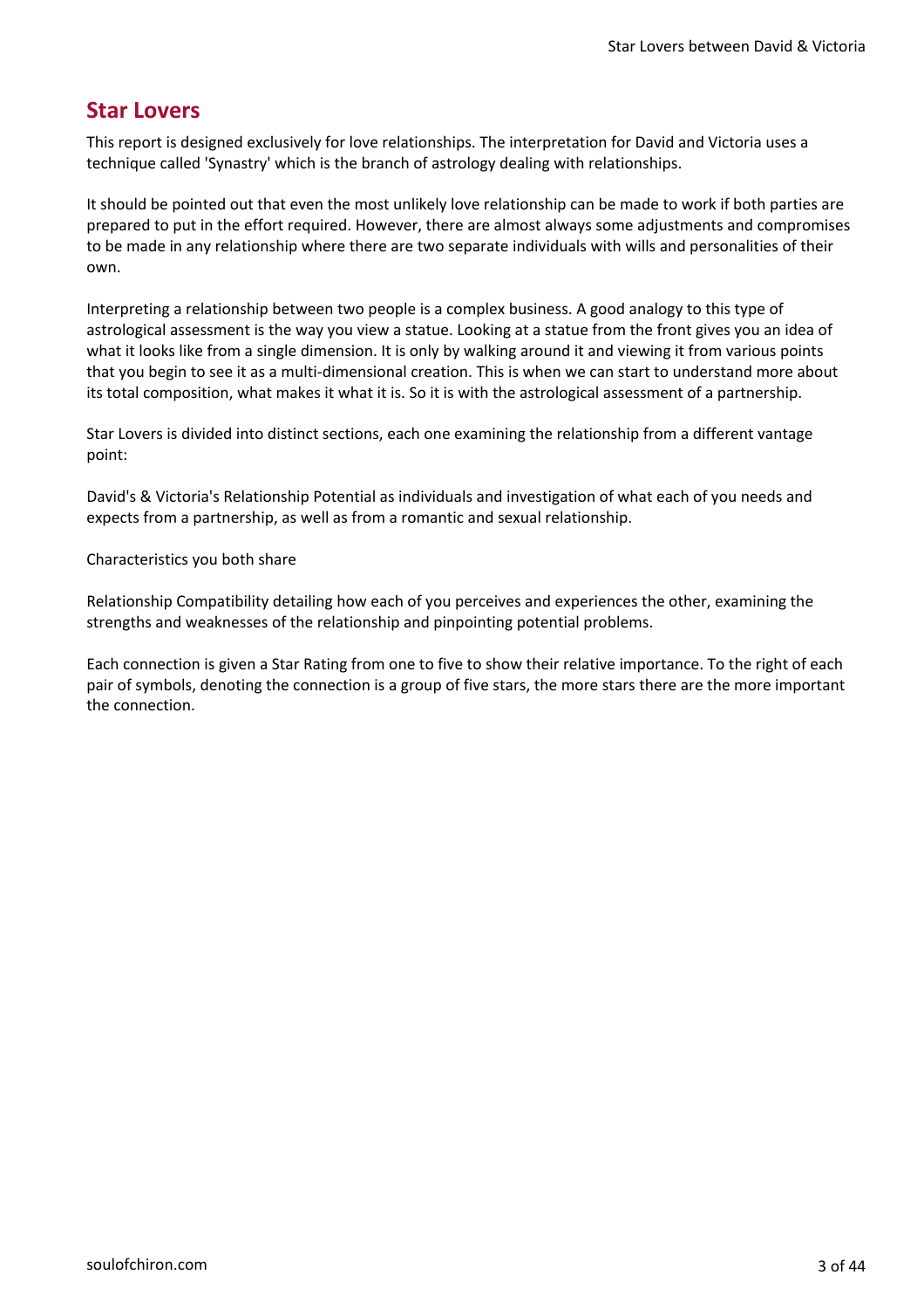## Star Lovers

This report is designed exclusively for love relationships. The interpretation for David and Victoria uses a technique called 'Synastry' which is the branch of astrology dealing with relationships.

It should be pointed out that even the most unlikely love relationship can be made to work if both parties are prepared to put in the effort required. However, there are almost always some adjustments and compromises to be made in any relationship where there are two separate individuals with wills and personalities of their own.

Interpreting a relationship between two people is a complex business. A good analogy to this type of astrological assessment is the way you view a statue. Looking at a statue from the front gives you an idea of what it looks like from a single dimension. It is only by walking around it and viewing it from various points that you begin to see it as a multi-dimensional creation. This is when we can start to understand more about its total composition, what makes it what it is. So it is with the astrological assessment of a partnership.

Star Lovers is divided into distinct sections, each one examining the relationship from a different vantage point:

David's & Victoria's Relationship Potential as individuals and investigation of what each of you needs and expects from a partnership, as well as from a romantic and sexual relationship.

Characteristics you both share

Relationship Compatibility detailing how each of you perceives and experiences the other, examining the strengths and weaknesses of the relationship and pinpointing potential problems.

Each connection is given a Star Rating from one to five to show their relative importance. To the right of each pair of symbols, denoting the connection is a group of five stars, the more stars there are the more important the connection.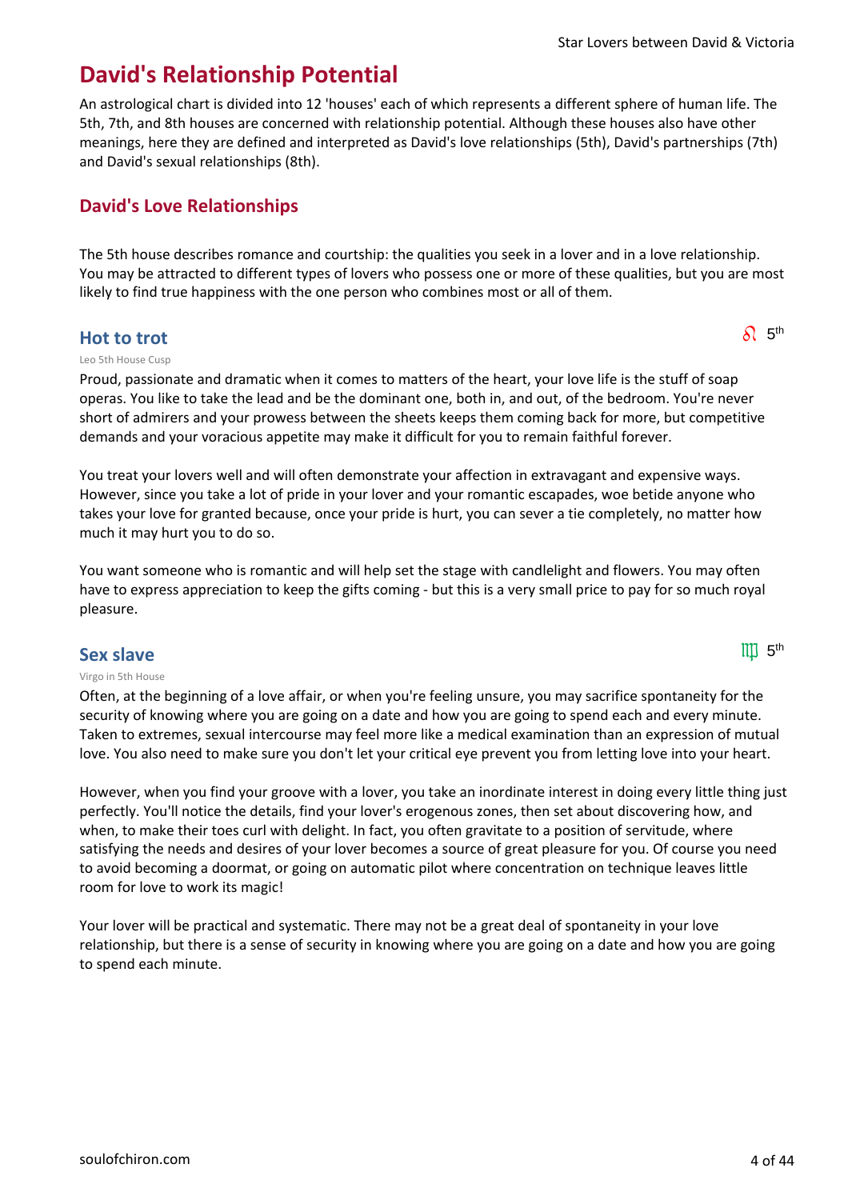# David's Relationship Potential

An astrological chart is divided into 12 'houses' each of which represents a different sphere of human life. The 5th, 7th, and 8th houses are concerned with relationship potential. Although these houses also have other meanings, here they are defined and interpreted as David's love relationships (5th), David's partnerships (7th) and David's sexual relationships (8th).

## David's Love Relationships

The 5th house describes romance and courtship: the qualities you seek in a lover and in a love relationship. You may be attracted to different types of lovers who possess one or more of these qualities, but you are most likely to find true happiness with the one person who combines most or all of them.

### Hot to trot

♌ 5th

Leo 5th House Cusp

Proud, passionate and dramatic when it comes to matters of the heart, your love life is the stuff of soap operas. You like to take the lead and be the dominant one, both in, and out, of the bedroom. You're never short of admirers and your prowess between the sheets keeps them coming back for more, but competitive demands and your voracious appetite may make it difficult for you to remain faithful forever.

You treat your lovers well and will often demonstrate your affection in extravagant and expensive ways. However, since you take a lot of pride in your lover and your romantic escapades, woe betide anyone who takes your love for granted because, once your pride is hurt, you can sever a tie completely, no matter how much it may hurt you to do so.

You want someone who is romantic and will help set the stage with candlelight and flowers. You may often have to express appreciation to keep the gifts coming - but this is a very small price to pay for so much royal pleasure.

### Sex slave

♍ 5th

Virgo in 5th House

Often, at the beginning of a love affair, or when you're feeling unsure, you may sacrifice spontaneity for the security of knowing where you are going on a date and how you are going to spend each and every minute. Taken to extremes, sexual intercourse may feel more like a medical examination than an expression of mutual love. You also need to make sure you don't let your critical eye prevent you from letting love into your heart.

However, when you find your groove with a lover, you take an inordinate interest in doing every little thing just perfectly. You'll notice the details, find your lover's erogenous zones, then set about discovering how, and when, to make their toes curl with delight. In fact, you often gravitate to a position of servitude, where satisfying the needs and desires of your lover becomes a source of great pleasure for you. Of course you need to avoid becoming a doormat, or going on automatic pilot where concentration on technique leaves little room for love to work its magic!

Your lover will be practical and systematic. There may not be a great deal of spontaneity in your love relationship, but there is a sense of security in knowing where you are going on a date and how you are going to spend each minute.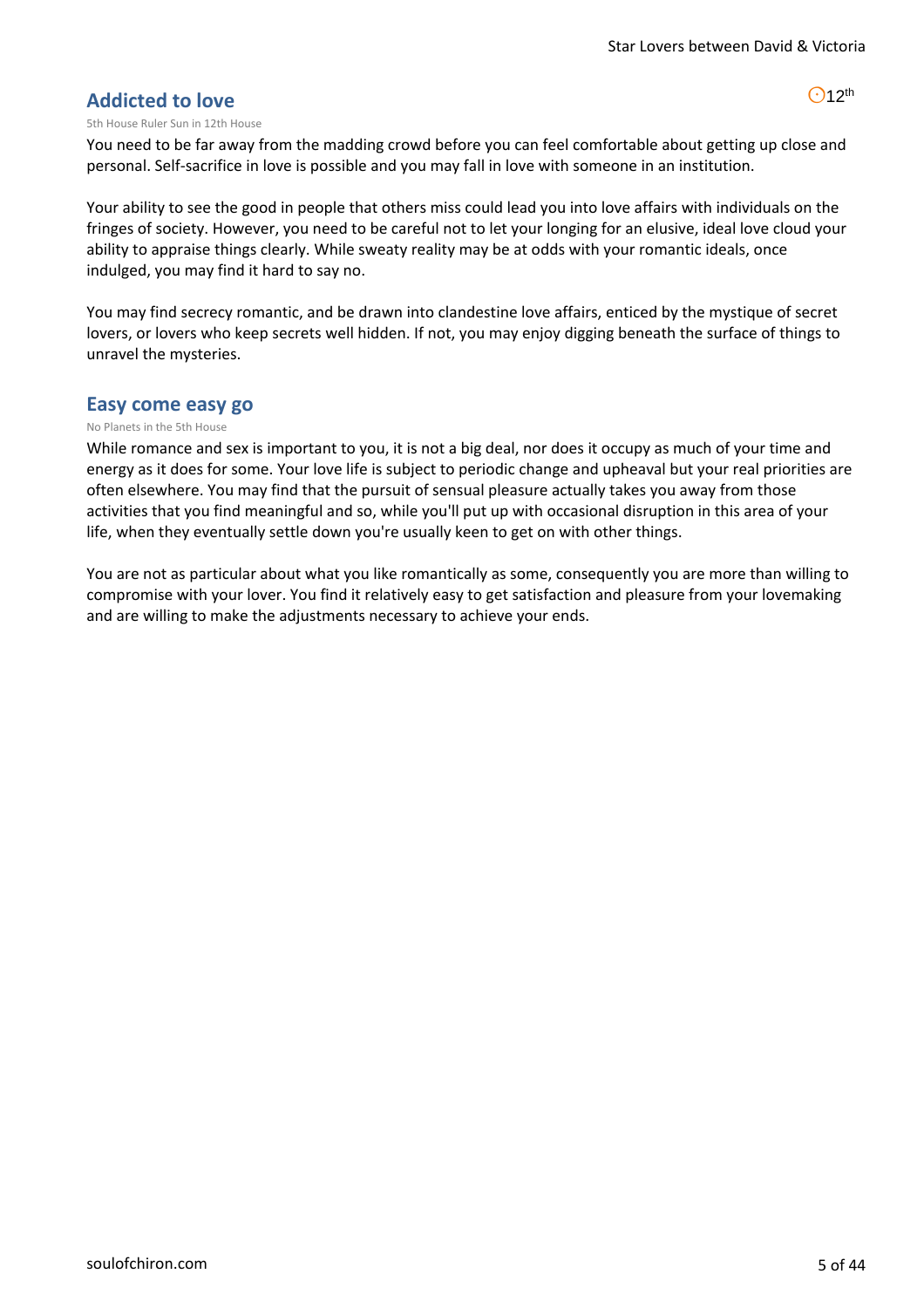## Addicted to love

☉12th

5th House Ruler Sun in 12th House

You need to be far away from the madding crowd before you can feel comfortable about getting up close and personal. Self-sacrifice in love is possible and you may fall in love with someone in an institution.

Your ability to see the good in people that others miss could lead you into love affairs with individuals on the fringes of society. However, you need to be careful not to let your longing for an elusive, ideal love cloud your ability to appraise things clearly. While sweaty reality may be at odds with your romantic ideals, once indulged, you may find it hard to say no.

You may find secrecy romantic, and be drawn into clandestine love affairs, enticed by the mystique of secret lovers, or lovers who keep secrets well hidden. If not, you may enjoy digging beneath the surface of things to unravel the mysteries.

## Easy come easy go

No Planets in the 5th House

While romance and sex is important to you, it is not a big deal, nor does it occupy as much of your time and energy as it does for some. Your love life is subject to periodic change and upheaval but your real priorities are often elsewhere. You may find that the pursuit of sensual pleasure actually takes you away from those activities that you find meaningful and so, while you'll put up with occasional disruption in this area of your life, when they eventually settle down you're usually keen to get on with other things.

You are not as particular about what you like romantically as some, consequently you are more than willing to compromise with your lover. You find it relatively easy to get satisfaction and pleasure from your lovemaking and are willing to make the adjustments necessary to achieve your ends.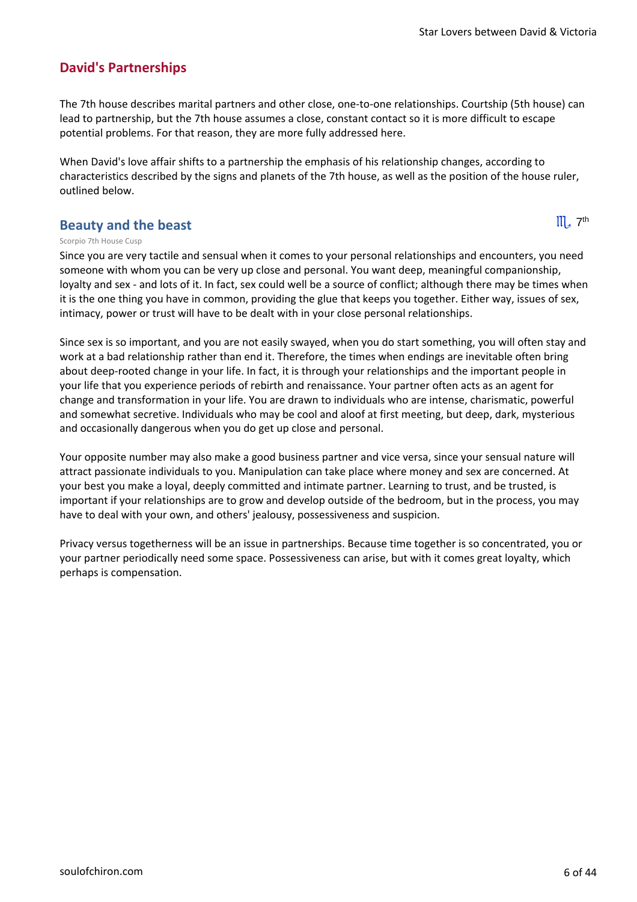## David's Partnerships

The 7th house describes marital partners and other close, one-to-one relationships. Courtship (5th house) can lead to partnership, but the 7th house assumes a close, constant contact so it is more difficult to escape potential problems. For that reason, they are more fully addressed here.

When David's love affair shifts to a partnership the emphasis of his relationship changes, according to characteristics described by the signs and planets of the 7th house, as well as the position of the house ruler, outlined below.

### Beauty and the beast

♏ 7th

Scorpio 7th House Cusp

Since you are very tactile and sensual when it comes to your personal relationships and encounters, you need someone with whom you can be very up close and personal. You want deep, meaningful companionship, loyalty and sex - and lots of it. In fact, sex could well be a source of conflict; although there may be times when it is the one thing you have in common, providing the glue that keeps you together. Either way, issues of sex, intimacy, power or trust will have to be dealt with in your close personal relationships.

Since sex is so important, and you are not easily swayed, when you do start something, you will often stay and work at a bad relationship rather than end it. Therefore, the times when endings are inevitable often bring about deep-rooted change in your life. In fact, it is through your relationships and the important people in your life that you experience periods of rebirth and renaissance. Your partner often acts as an agent for change and transformation in your life. You are drawn to individuals who are intense, charismatic, powerful and somewhat secretive. Individuals who may be cool and aloof at first meeting, but deep, dark, mysterious and occasionally dangerous when you do get up close and personal.

Your opposite number may also make a good business partner and vice versa, since your sensual nature will attract passionate individuals to you. Manipulation can take place where money and sex are concerned. At your best you make a loyal, deeply committed and intimate partner. Learning to trust, and be trusted, is important if your relationships are to grow and develop outside of the bedroom, but in the process, you may have to deal with your own, and others' jealousy, possessiveness and suspicion.

Privacy versus togetherness will be an issue in partnerships. Because time together is so concentrated, you or your partner periodically need some space. Possessiveness can arise, but with it comes great loyalty, which perhaps is compensation.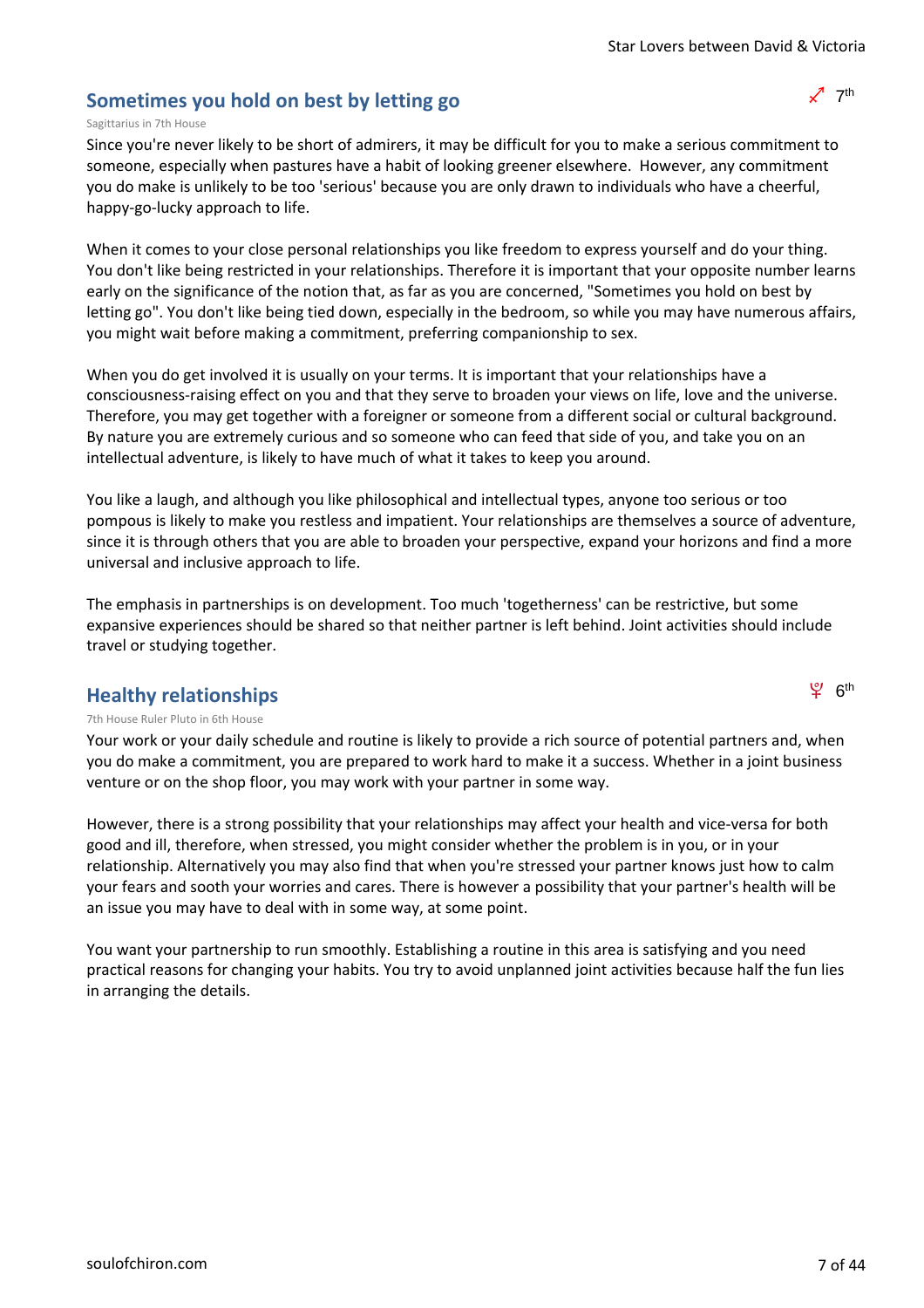## Sometimes you hold on best by letting go

♐ 7th

Sagittarius in 7th House

Since you're never likely to be short of admirers, it may be difficult for you to make a serious commitment to someone, especially when pastures have a habit of looking greener elsewhere. However, any commitment you do make is unlikely to be too 'serious' because you are only drawn to individuals who have a cheerful, happy-go-lucky approach to life.

When it comes to your close personal relationships you like freedom to express yourself and do your thing. You don't like being restricted in your relationships. Therefore it is important that your opposite number learns early on the significance of the notion that, as far as you are concerned, "Sometimes you hold on best by letting go". You don't like being tied down, especially in the bedroom, so while you may have numerous affairs, you might wait before making a commitment, preferring companionship to sex.

When you do get involved it is usually on your terms. It is important that your relationships have a consciousness-raising effect on you and that they serve to broaden your views on life, love and the universe. Therefore, you may get together with a foreigner or someone from a different social or cultural background. By nature you are extremely curious and so someone who can feed that side of you, and take you on an intellectual adventure, is likely to have much of what it takes to keep you around.

You like a laugh, and although you like philosophical and intellectual types, anyone too serious or too pompous is likely to make you restless and impatient. Your relationships are themselves a source of adventure, since it is through others that you are able to broaden your perspective, expand your horizons and find a more universal and inclusive approach to life.

The emphasis in partnerships is on development. Too much 'togetherness' can be restrictive, but some expansive experiences should be shared so that neither partner is left behind. Joint activities should include travel or studying together.

## Healthy relationships

♇ 6th

7th House Ruler Pluto in 6th House

Your work or your daily schedule and routine is likely to provide a rich source of potential partners and, when you do make a commitment, you are prepared to work hard to make it a success. Whether in a joint business venture or on the shop floor, you may work with your partner in some way.

However, there is a strong possibility that your relationships may affect your health and vice-versa for both good and ill, therefore, when stressed, you might consider whether the problem is in you, or in your relationship. Alternatively you may also find that when you're stressed your partner knows just how to calm your fears and sooth your worries and cares. There is however a possibility that your partner's health will be an issue you may have to deal with in some way, at some point.

You want your partnership to run smoothly. Establishing a routine in this area is satisfying and you need practical reasons for changing your habits. You try to avoid unplanned joint activities because half the fun lies in arranging the details.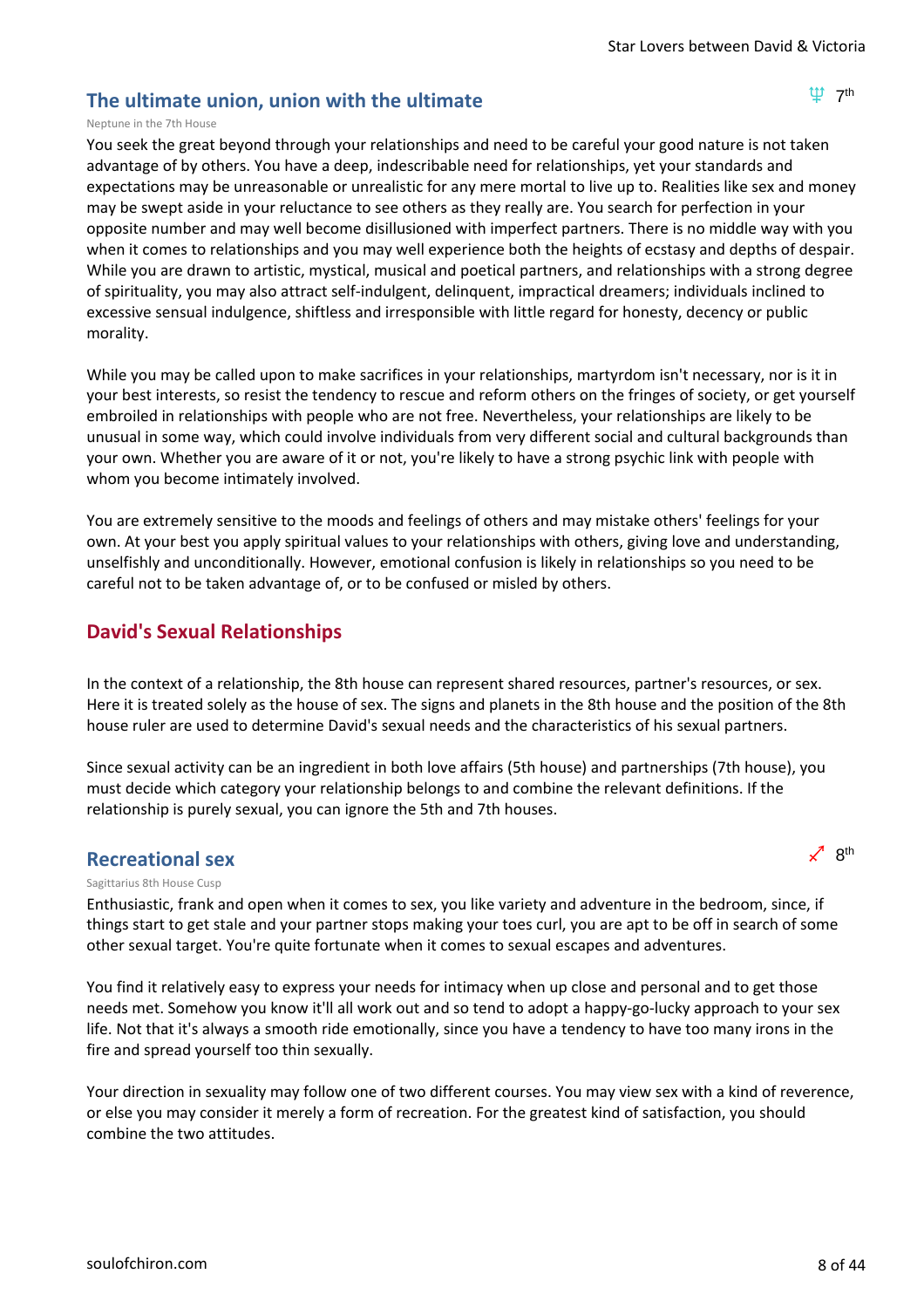### The ultimate union, union with the ultimate

♆ 7th

Neptune in the 7th House

You seek the great beyond through your relationships and need to be careful your good nature is not taken advantage of by others. You have a deep, indescribable need for relationships, yet your standards and expectations may be unreasonable or unrealistic for any mere mortal to live up to. Realities like sex and money may be swept aside in your reluctance to see others as they really are. You search for perfection in your opposite number and may well become disillusioned with imperfect partners. There is no middle way with you when it comes to relationships and you may well experience both the heights of ecstasy and depths of despair. While you are drawn to artistic, mystical, musical and poetical partners, and relationships with a strong degree of spirituality, you may also attract self-indulgent, delinquent, impractical dreamers; individuals inclined to excessive sensual indulgence, shiftless and irresponsible with little regard for honesty, decency or public morality.

While you may be called upon to make sacrifices in your relationships, martyrdom isn't necessary, nor is it in your best interests, so resist the tendency to rescue and reform others on the fringes of society, or get yourself embroiled in relationships with people who are not free. Nevertheless, your relationships are likely to be unusual in some way, which could involve individuals from very different social and cultural backgrounds than your own. Whether you are aware of it or not, you're likely to have a strong psychic link with people with whom you become intimately involved.

You are extremely sensitive to the moods and feelings of others and may mistake others' feelings for your own. At your best you apply spiritual values to your relationships with others, giving love and understanding, unselfishly and unconditionally. However, emotional confusion is likely in relationships so you need to be careful not to be taken advantage of, or to be confused or misled by others.

## David's Sexual Relationships

In the context of a relationship, the 8th house can represent shared resources, partner's resources, or sex. Here it is treated solely as the house of sex. The signs and planets in the 8th house and the position of the 8th house ruler are used to determine David's sexual needs and the characteristics of his sexual partners.

Since sexual activity can be an ingredient in both love affairs (5th house) and partnerships (7th house), you must decide which category your relationship belongs to and combine the relevant definitions. If the relationship is purely sexual, you can ignore the 5th and 7th houses.

### Recreational sex

♐ 8th

Sagittarius 8th House Cusp

Enthusiastic, frank and open when it comes to sex, you like variety and adventure in the bedroom, since, if things start to get stale and your partner stops making your toes curl, you are apt to be off in search of some other sexual target. You're quite fortunate when it comes to sexual escapes and adventures.

You find it relatively easy to express your needs for intimacy when up close and personal and to get those needs met. Somehow you know it'll all work out and so tend to adopt a happy-go-lucky approach to your sex life. Not that it's always a smooth ride emotionally, since you have a tendency to have too many irons in the fire and spread yourself too thin sexually.

Your direction in sexuality may follow one of two different courses. You may view sex with a kind of reverence, or else you may consider it merely a form of recreation. For the greatest kind of satisfaction, you should combine the two attitudes.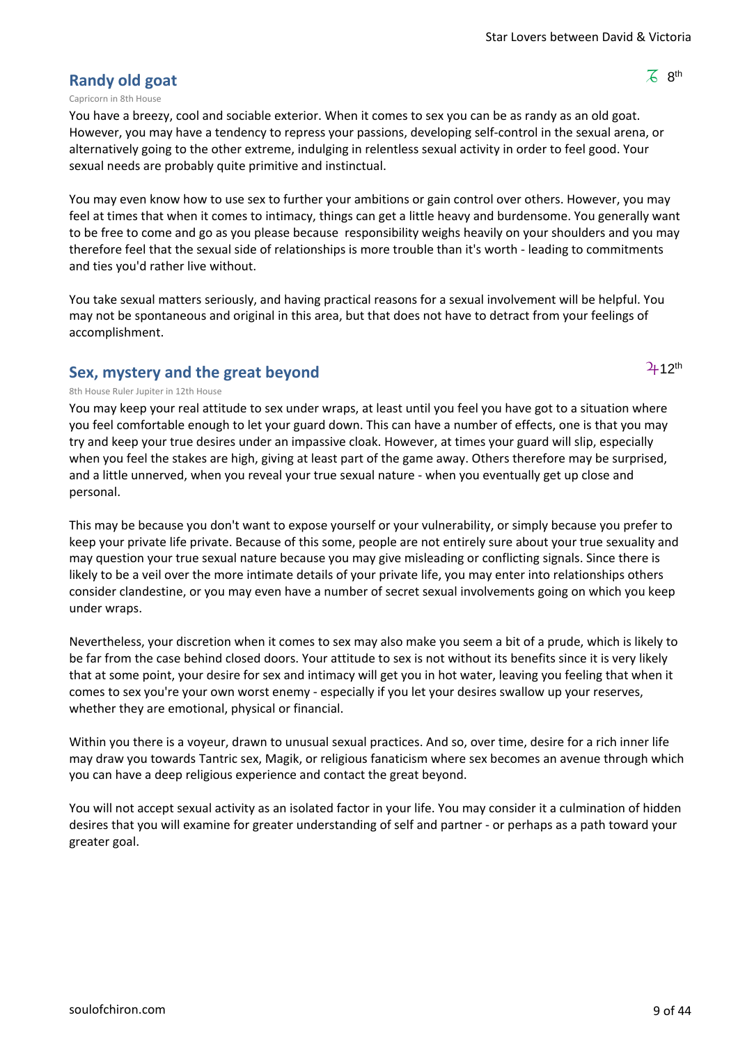## Randy old goat

♑ 8th

Capricorn in 8th House

You have a breezy, cool and sociable exterior. When it comes to sex you can be as randy as an old goat. However, you may have a tendency to repress your passions, developing self-control in the sexual arena, or alternatively going to the other extreme, indulging in relentless sexual activity in order to feel good. Your sexual needs are probably quite primitive and instinctual.

You may even know how to use sex to further your ambitions or gain control over others. However, you may feel at times that when it comes to intimacy, things can get a little heavy and burdensome. You generally want to be free to come and go as you please because responsibility weighs heavily on your shoulders and you may therefore feel that the sexual side of relationships is more trouble than it's worth - leading to commitments and ties you'd rather live without.

You take sexual matters seriously, and having practical reasons for a sexual involvement will be helpful. You may not be spontaneous and original in this area, but that does not have to detract from your feelings of accomplishment.

## Sex, mystery and the great beyond

♃ 12th

8th House Ruler Jupiter in 12th House

You may keep your real attitude to sex under wraps, at least until you feel you have got to a situation where you feel comfortable enough to let your guard down. This can have a number of effects, one is that you may try and keep your true desires under an impassive cloak. However, at times your guard will slip, especially when you feel the stakes are high, giving at least part of the game away. Others therefore may be surprised, and a little unnerved, when you reveal your true sexual nature - when you eventually get up close and personal.

This may be because you don't want to expose yourself or your vulnerability, or simply because you prefer to keep your private life private. Because of this some, people are not entirely sure about your true sexuality and may question your true sexual nature because you may give misleading or conflicting signals. Since there is likely to be a veil over the more intimate details of your private life, you may enter into relationships others consider clandestine, or you may even have a number of secret sexual involvements going on which you keep under wraps.

Nevertheless, your discretion when it comes to sex may also make you seem a bit of a prude, which is likely to be far from the case behind closed doors. Your attitude to sex is not without its benefits since it is very likely that at some point, your desire for sex and intimacy will get you in hot water, leaving you feeling that when it comes to sex you're your own worst enemy - especially if you let your desires swallow up your reserves, whether they are emotional, physical or financial.

Within you there is a voyeur, drawn to unusual sexual practices. And so, over time, desire for a rich inner life may draw you towards Tantric sex, Magik, or religious fanaticism where sex becomes an avenue through which you can have a deep religious experience and contact the great beyond.

You will not accept sexual activity as an isolated factor in your life. You may consider it a culmination of hidden desires that you will examine for greater understanding of self and partner - or perhaps as a path toward your greater goal.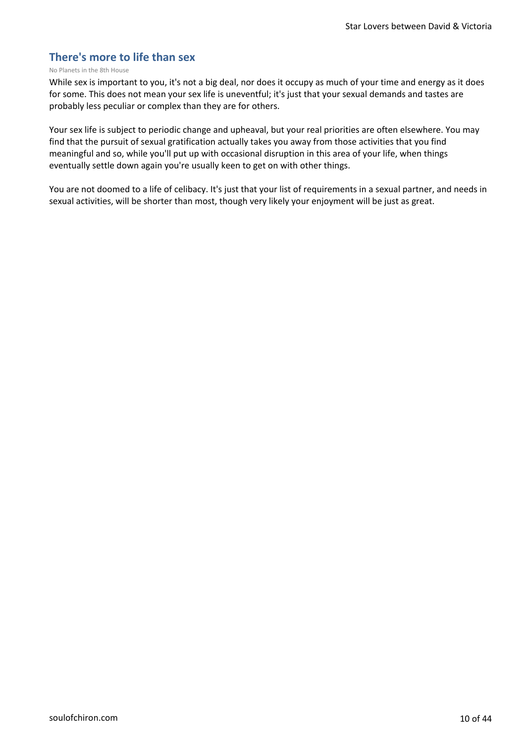## There's more to life than sex

No Planets in the 8th House

While sex is important to you, it's not a big deal, nor does it occupy as much of your time and energy as it does for some. This does not mean your sex life is uneventful; it's just that your sexual demands and tastes are probably less peculiar or complex than they are for others.

Your sex life is subject to periodic change and upheaval, but your real priorities are often elsewhere. You may find that the pursuit of sexual gratification actually takes you away from those activities that you find meaningful and so, while you'll put up with occasional disruption in this area of your life, when things eventually settle down again you're usually keen to get on with other things.

You are not doomed to a life of celibacy. It's just that your list of requirements in a sexual partner, and needs in sexual activities, will be shorter than most, though very likely your enjoyment will be just as great.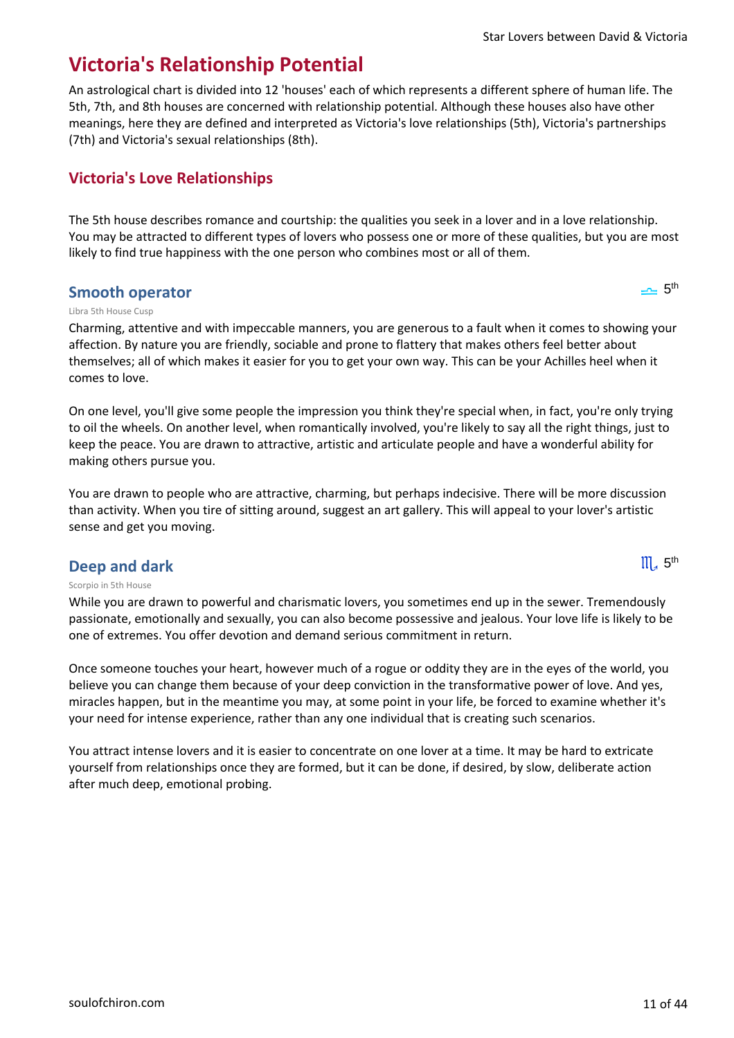# Victoria's Relationship Potential

An astrological chart is divided into 12 'houses' each of which represents a different sphere of human life. The 5th, 7th, and 8th houses are concerned with relationship potential. Although these houses also have other meanings, here they are defined and interpreted as Victoria's love relationships (5th), Victoria's partnerships (7th) and Victoria's sexual relationships (8th).

## Victoria's Love Relationships

The 5th house describes romance and courtship: the qualities you seek in a lover and in a love relationship. You may be attracted to different types of lovers who possess one or more of these qualities, but you are most likely to find true happiness with the one person who combines most or all of them.

### Smooth operator

♎ 5th

Libra 5th House Cusp

Charming, attentive and with impeccable manners, you are generous to a fault when it comes to showing your affection. By nature you are friendly, sociable and prone to flattery that makes others feel better about themselves; all of which makes it easier for you to get your own way. This can be your Achilles heel when it comes to love.

On one level, you'll give some people the impression you think they're special when, in fact, you're only trying to oil the wheels. On another level, when romantically involved, you're likely to say all the right things, just to keep the peace. You are drawn to attractive, artistic and articulate people and have a wonderful ability for making others pursue you.

You are drawn to people who are attractive, charming, but perhaps indecisive. There will be more discussion than activity. When you tire of sitting around, suggest an art gallery. This will appeal to your lover's artistic sense and get you moving.

### Deep and dark

♏ 5th

Scorpio in 5th House

While you are drawn to powerful and charismatic lovers, you sometimes end up in the sewer. Tremendously passionate, emotionally and sexually, you can also become possessive and jealous. Your love life is likely to be one of extremes. You offer devotion and demand serious commitment in return.

Once someone touches your heart, however much of a rogue or oddity they are in the eyes of the world, you believe you can change them because of your deep conviction in the transformative power of love. And yes, miracles happen, but in the meantime you may, at some point in your life, be forced to examine whether it's your need for intense experience, rather than any one individual that is creating such scenarios.

You attract intense lovers and it is easier to concentrate on one lover at a time. It may be hard to extricate yourself from relationships once they are formed, but it can be done, if desired, by slow, deliberate action after much deep, emotional probing.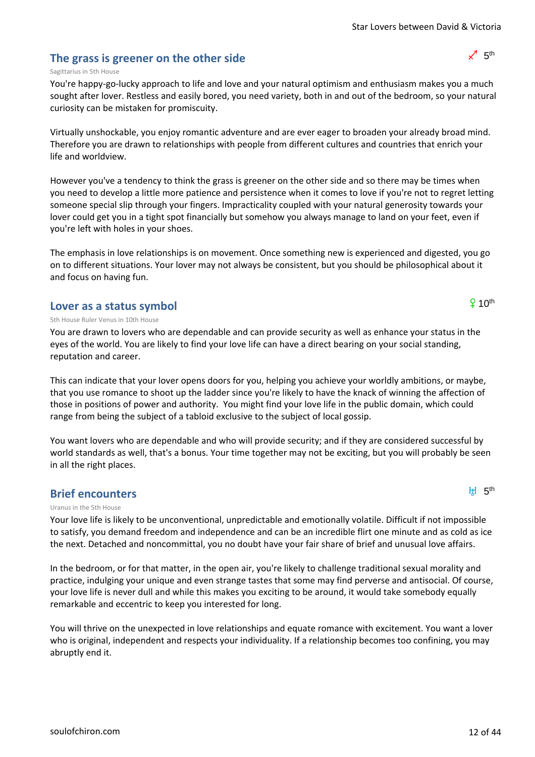## The grass is greener on the other side

♐ 5th

Sagittarius in 5th House

You're happy-go-lucky approach to life and love and your natural optimism and enthusiasm makes you a much sought after lover. Restless and easily bored, you need variety, both in and out of the bedroom, so your natural curiosity can be mistaken for promiscuity.

Virtually unshockable, you enjoy romantic adventure and are ever eager to broaden your already broad mind. Therefore you are drawn to relationships with people from different cultures and countries that enrich your life and worldview.

However you've a tendency to think the grass is greener on the other side and so there may be times when you need to develop a little more patience and persistence when it comes to love if you're not to regret letting someone special slip through your fingers. Impracticality coupled with your natural generosity towards your lover could get you in a tight spot financially but somehow you always manage to land on your feet, even if you're left with holes in your shoes.

The emphasis in love relationships is on movement. Once something new is experienced and digested, you go on to different situations. Your lover may not always be consistent, but you should be philosophical about it and focus on having fun.

## Lover as a status symbol

♀ 10th

5th House Ruler Venus in 10th House

You are drawn to lovers who are dependable and can provide security as well as enhance your status in the eyes of the world. You are likely to find your love life can have a direct bearing on your social standing, reputation and career.

This can indicate that your lover opens doors for you, helping you achieve your worldly ambitions, or maybe, that you use romance to shoot up the ladder since you're likely to have the knack of winning the affection of those in positions of power and authority. You might find your love life in the public domain, which could range from being the subject of a tabloid exclusive to the subject of local gossip.

You want lovers who are dependable and who will provide security; and if they are considered successful by world standards as well, that's a bonus. Your time together may not be exciting, but you will probably be seen in all the right places.

## Brief encounters

♅ 5th

Uranus in the 5th House

Your love life is likely to be unconventional, unpredictable and emotionally volatile. Difficult if not impossible to satisfy, you demand freedom and independence and can be an incredible flirt one minute and as cold as ice the next. Detached and noncommittal, you no doubt have your fair share of brief and unusual love affairs.

In the bedroom, or for that matter, in the open air, you're likely to challenge traditional sexual morality and practice, indulging your unique and even strange tastes that some may find perverse and antisocial. Of course, your love life is never dull and while this makes you exciting to be around, it would take somebody equally remarkable and eccentric to keep you interested for long.

You will thrive on the unexpected in love relationships and equate romance with excitement. You want a lover who is original, independent and respects your individuality. If a relationship becomes too confining, you may abruptly end it.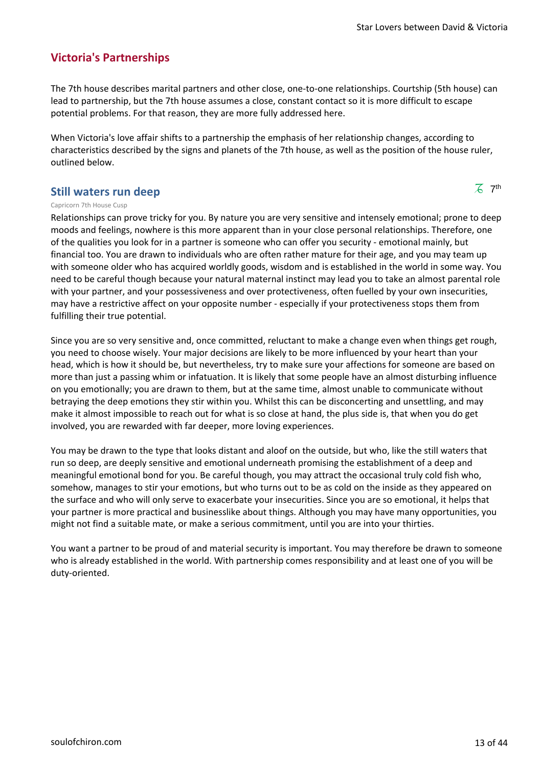## Victoria's Partnerships

The 7th house describes marital partners and other close, one-to-one relationships. Courtship (5th house) can lead to partnership, but the 7th house assumes a close, constant contact so it is more difficult to escape potential problems. For that reason, they are more fully addressed here.

When Victoria's love affair shifts to a partnership the emphasis of her relationship changes, according to characteristics described by the signs and planets of the 7th house, as well as the position of the house ruler, outlined below.

### Still waters run deep

♑ 7th

Capricorn 7th House Cusp

Relationships can prove tricky for you. By nature you are very sensitive and intensely emotional; prone to deep moods and feelings, nowhere is this more apparent than in your close personal relationships. Therefore, one of the qualities you look for in a partner is someone who can offer you security - emotional mainly, but financial too. You are drawn to individuals who are often rather mature for their age, and you may team up with someone older who has acquired worldly goods, wisdom and is established in the world in some way. You need to be careful though because your natural maternal instinct may lead you to take an almost parental role with your partner, and your possessiveness and over protectiveness, often fuelled by your own insecurities, may have a restrictive affect on your opposite number - especially if your protectiveness stops them from fulfilling their true potential.

Since you are so very sensitive and, once committed, reluctant to make a change even when things get rough, you need to choose wisely. Your major decisions are likely to be more influenced by your heart than your head, which is how it should be, but nevertheless, try to make sure your affections for someone are based on more than just a passing whim or infatuation. It is likely that some people have an almost disturbing influence on you emotionally; you are drawn to them, but at the same time, almost unable to communicate without betraying the deep emotions they stir within you. Whilst this can be disconcerting and unsettling, and may make it almost impossible to reach out for what is so close at hand, the plus side is, that when you do get involved, you are rewarded with far deeper, more loving experiences.

You may be drawn to the type that looks distant and aloof on the outside, but who, like the still waters that run so deep, are deeply sensitive and emotional underneath promising the establishment of a deep and meaningful emotional bond for you. Be careful though, you may attract the occasional truly cold fish who, somehow, manages to stir your emotions, but who turns out to be as cold on the inside as they appeared on the surface and who will only serve to exacerbate your insecurities. Since you are so emotional, it helps that your partner is more practical and businesslike about things. Although you may have many opportunities, you might not find a suitable mate, or make a serious commitment, until you are into your thirties.

You want a partner to be proud of and material security is important. You may therefore be drawn to someone who is already established in the world. With partnership comes responsibility and at least one of you will be duty-oriented.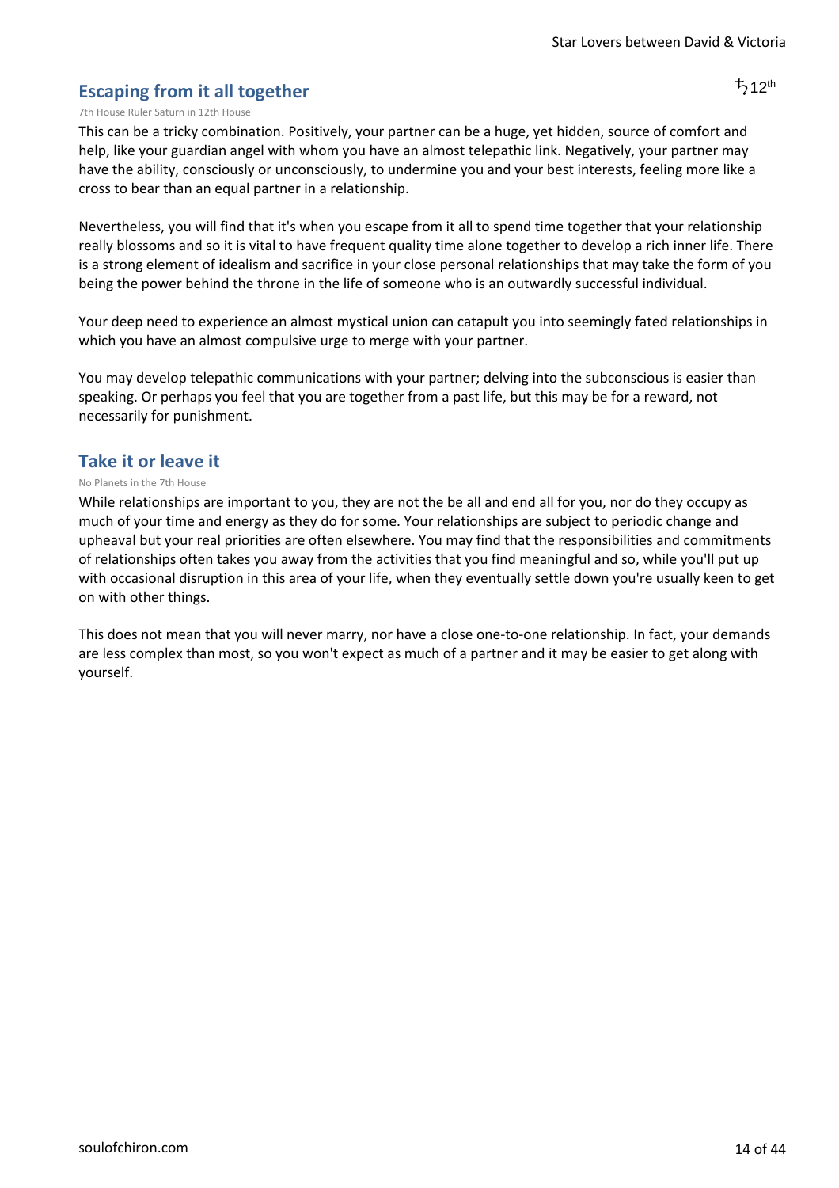## Escaping from it all together

♄12th

7th House Ruler Saturn in 12th House

This can be a tricky combination. Positively, your partner can be a huge, yet hidden, source of comfort and help, like your guardian angel with whom you have an almost telepathic link. Negatively, your partner may have the ability, consciously or unconsciously, to undermine you and your best interests, feeling more like a cross to bear than an equal partner in a relationship.

Nevertheless, you will find that it's when you escape from it all to spend time together that your relationship really blossoms and so it is vital to have frequent quality time alone together to develop a rich inner life. There is a strong element of idealism and sacrifice in your close personal relationships that may take the form of you being the power behind the throne in the life of someone who is an outwardly successful individual.

Your deep need to experience an almost mystical union can catapult you into seemingly fated relationships in which you have an almost compulsive urge to merge with your partner.

You may develop telepathic communications with your partner; delving into the subconscious is easier than speaking. Or perhaps you feel that you are together from a past life, but this may be for a reward, not necessarily for punishment.

## Take it or leave it

No Planets in the 7th House

While relationships are important to you, they are not the be all and end all for you, nor do they occupy as much of your time and energy as they do for some. Your relationships are subject to periodic change and upheaval but your real priorities are often elsewhere. You may find that the responsibilities and commitments of relationships often takes you away from the activities that you find meaningful and so, while you'll put up with occasional disruption in this area of your life, when they eventually settle down you're usually keen to get on with other things.

This does not mean that you will never marry, nor have a close one-to-one relationship. In fact, your demands are less complex than most, so you won't expect as much of a partner and it may be easier to get along with yourself.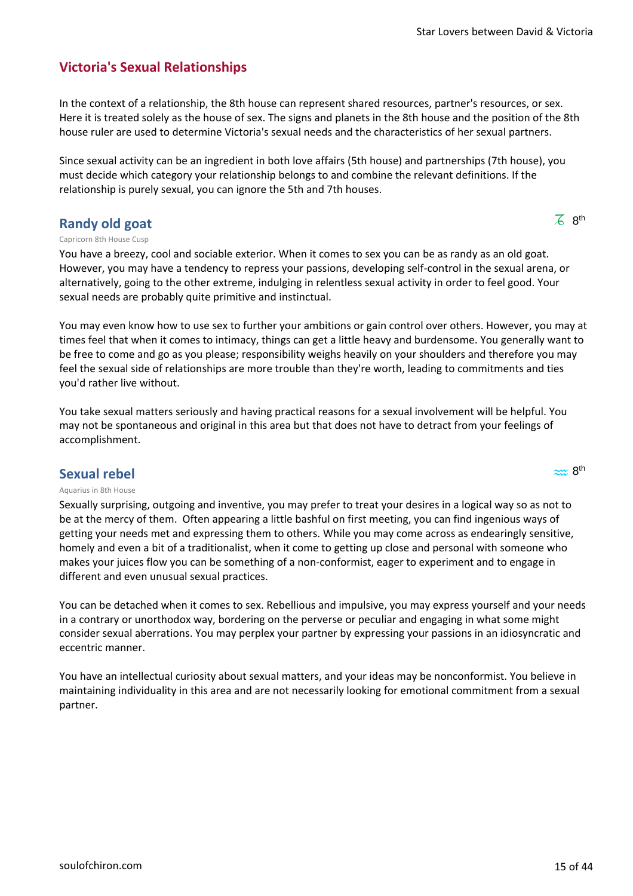## Victoria's Sexual Relationships

In the context of a relationship, the 8th house can represent shared resources, partner's resources, or sex. Here it is treated solely as the house of sex. The signs and planets in the 8th house and the position of the 8th house ruler are used to determine Victoria's sexual needs and the characteristics of her sexual partners.

Since sexual activity can be an ingredient in both love affairs (5th house) and partnerships (7th house), you must decide which category your relationship belongs to and combine the relevant definitions. If the relationship is purely sexual, you can ignore the 5th and 7th houses.

### Randy old goat

♑ 8th

Capricorn 8th House Cusp

You have a breezy, cool and sociable exterior. When it comes to sex you can be as randy as an old goat. However, you may have a tendency to repress your passions, developing self-control in the sexual arena, or alternatively, going to the other extreme, indulging in relentless sexual activity in order to feel good. Your sexual needs are probably quite primitive and instinctual.

You may even know how to use sex to further your ambitions or gain control over others. However, you may at times feel that when it comes to intimacy, things can get a little heavy and burdensome. You generally want to be free to come and go as you please; responsibility weighs heavily on your shoulders and therefore you may feel the sexual side of relationships are more trouble than they're worth, leading to commitments and ties you'd rather live without.

You take sexual matters seriously and having practical reasons for a sexual involvement will be helpful. You may not be spontaneous and original in this area but that does not have to detract from your feelings of accomplishment.

### Sexual rebel

♒ 8th

Aquarius in 8th House

Sexually surprising, outgoing and inventive, you may prefer to treat your desires in a logical way so as not to be at the mercy of them. Often appearing a little bashful on first meeting, you can find ingenious ways of getting your needs met and expressing them to others. While you may come across as endearingly sensitive, homely and even a bit of a traditionalist, when it come to getting up close and personal with someone who makes your juices flow you can be something of a non-conformist, eager to experiment and to engage in different and even unusual sexual practices.

You can be detached when it comes to sex. Rebellious and impulsive, you may express yourself and your needs in a contrary or unorthodox way, bordering on the perverse or peculiar and engaging in what some might consider sexual aberrations. You may perplex your partner by expressing your passions in an idiosyncratic and eccentric manner.

You have an intellectual curiosity about sexual matters, and your ideas may be nonconformist. You believe in maintaining individuality in this area and are not necessarily looking for emotional commitment from a sexual partner.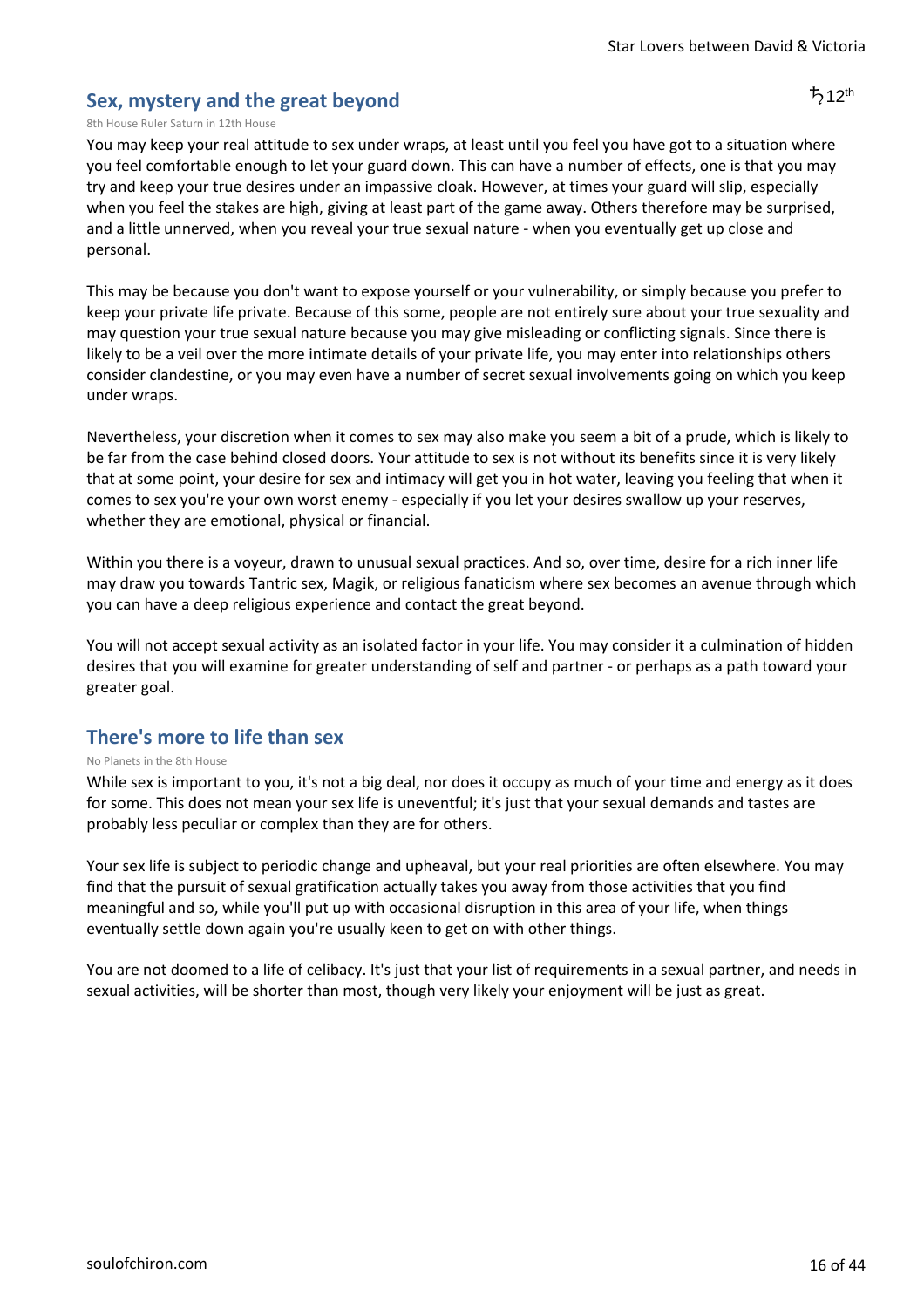## Sex, mystery and the great beyond

♄12th

8th House Ruler Saturn in 12th House

You may keep your real attitude to sex under wraps, at least until you feel you have got to a situation where you feel comfortable enough to let your guard down. This can have a number of effects, one is that you may try and keep your true desires under an impassive cloak. However, at times your guard will slip, especially when you feel the stakes are high, giving at least part of the game away. Others therefore may be surprised, and a little unnerved, when you reveal your true sexual nature - when you eventually get up close and personal.

This may be because you don't want to expose yourself or your vulnerability, or simply because you prefer to keep your private life private. Because of this some, people are not entirely sure about your true sexuality and may question your true sexual nature because you may give misleading or conflicting signals. Since there is likely to be a veil over the more intimate details of your private life, you may enter into relationships others consider clandestine, or you may even have a number of secret sexual involvements going on which you keep under wraps.

Nevertheless, your discretion when it comes to sex may also make you seem a bit of a prude, which is likely to be far from the case behind closed doors. Your attitude to sex is not without its benefits since it is very likely that at some point, your desire for sex and intimacy will get you in hot water, leaving you feeling that when it comes to sex you're your own worst enemy - especially if you let your desires swallow up your reserves, whether they are emotional, physical or financial.

Within you there is a voyeur, drawn to unusual sexual practices. And so, over time, desire for a rich inner life may draw you towards Tantric sex, Magik, or religious fanaticism where sex becomes an avenue through which you can have a deep religious experience and contact the great beyond.

You will not accept sexual activity as an isolated factor in your life. You may consider it a culmination of hidden desires that you will examine for greater understanding of self and partner - or perhaps as a path toward your greater goal.

## There's more to life than sex

No Planets in the 8th House

While sex is important to you, it's not a big deal, nor does it occupy as much of your time and energy as it does for some. This does not mean your sex life is uneventful; it's just that your sexual demands and tastes are probably less peculiar or complex than they are for others.

Your sex life is subject to periodic change and upheaval, but your real priorities are often elsewhere. You may find that the pursuit of sexual gratification actually takes you away from those activities that you find meaningful and so, while you'll put up with occasional disruption in this area of your life, when things eventually settle down again you're usually keen to get on with other things.

You are not doomed to a life of celibacy. It's just that your list of requirements in a sexual partner, and needs in sexual activities, will be shorter than most, though very likely your enjoyment will be just as great.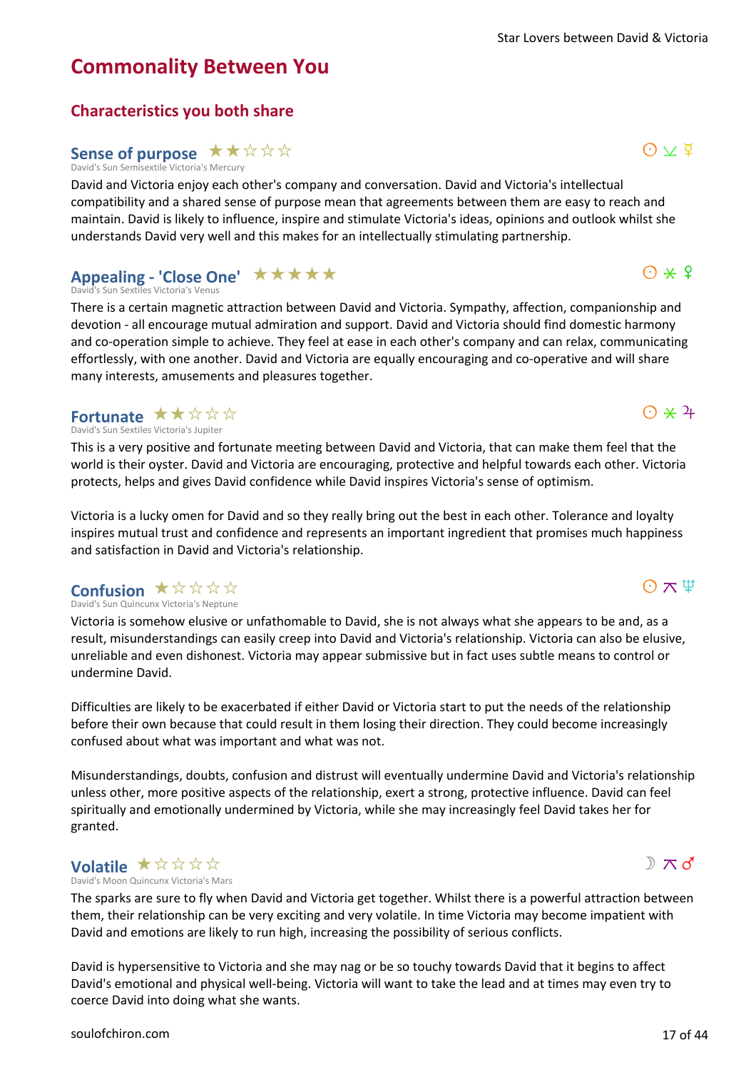# Commonality Between You

## Characteristics you both share

### Sense of purpose ★★☆☆☆

☉ ⚺ ☿

David's Sun Semisextile Victoria's Mercury

David and Victoria enjoy each other's company and conversation. David and Victoria's intellectual compatibility and a shared sense of purpose mean that agreements between them are easy to reach and maintain. David is likely to influence, inspire and stimulate Victoria's ideas, opinions and outlook whilst she understands David very well and this makes for an intellectually stimulating partnership.

### Appealing - 'Close One' ★★★★★

☉ ⚹ ♀

David's Sun Sextiles Victoria's Venus

There is a certain magnetic attraction between David and Victoria. Sympathy, affection, companionship and devotion - all encourage mutual admiration and support. David and Victoria should find domestic harmony and co-operation simple to achieve. They feel at ease in each other's company and can relax, communicating effortlessly, with one another. David and Victoria are equally encouraging and co-operative and will share many interests, amusements and pleasures together.

### Fortunate ★★☆☆☆

☉ ⚹ ♃

David's Sun Sextiles Victoria's Jupiter

This is a very positive and fortunate meeting between David and Victoria, that can make them feel that the world is their oyster. David and Victoria are encouraging, protective and helpful towards each other. Victoria protects, helps and gives David confidence while David inspires Victoria's sense of optimism.

Victoria is a lucky omen for David and so they really bring out the best in each other. Tolerance and loyalty inspires mutual trust and confidence and represents an important ingredient that promises much happiness and satisfaction in David and Victoria's relationship.

### Confusion ★☆☆☆☆

☉ ⚻ ♆

David's Sun Quincunx Victoria's Neptune

Victoria is somehow elusive or unfathomable to David, she is not always what she appears to be and, as a result, misunderstandings can easily creep into David and Victoria's relationship. Victoria can also be elusive, unreliable and even dishonest. Victoria may appear submissive but in fact uses subtle means to control or undermine David.

Difficulties are likely to be exacerbated if either David or Victoria start to put the needs of the relationship before their own because that could result in them losing their direction. They could become increasingly confused about what was important and what was not.

Misunderstandings, doubts, confusion and distrust will eventually undermine David and Victoria's relationship unless other, more positive aspects of the relationship, exert a strong, protective influence. David can feel spiritually and emotionally undermined by Victoria, while she may increasingly feel David takes her for granted.

### Volatile ★☆☆☆☆

☽ ⚻ ♂

David's Moon Quincunx Victoria's Mars

The sparks are sure to fly when David and Victoria get together. Whilst there is a powerful attraction between them, their relationship can be very exciting and very volatile. In time Victoria may become impatient with David and emotions are likely to run high, increasing the possibility of serious conflicts.

David is hypersensitive to Victoria and she may nag or be so touchy towards David that it begins to affect David's emotional and physical well-being. Victoria will want to take the lead and at times may even try to coerce David into doing what she wants.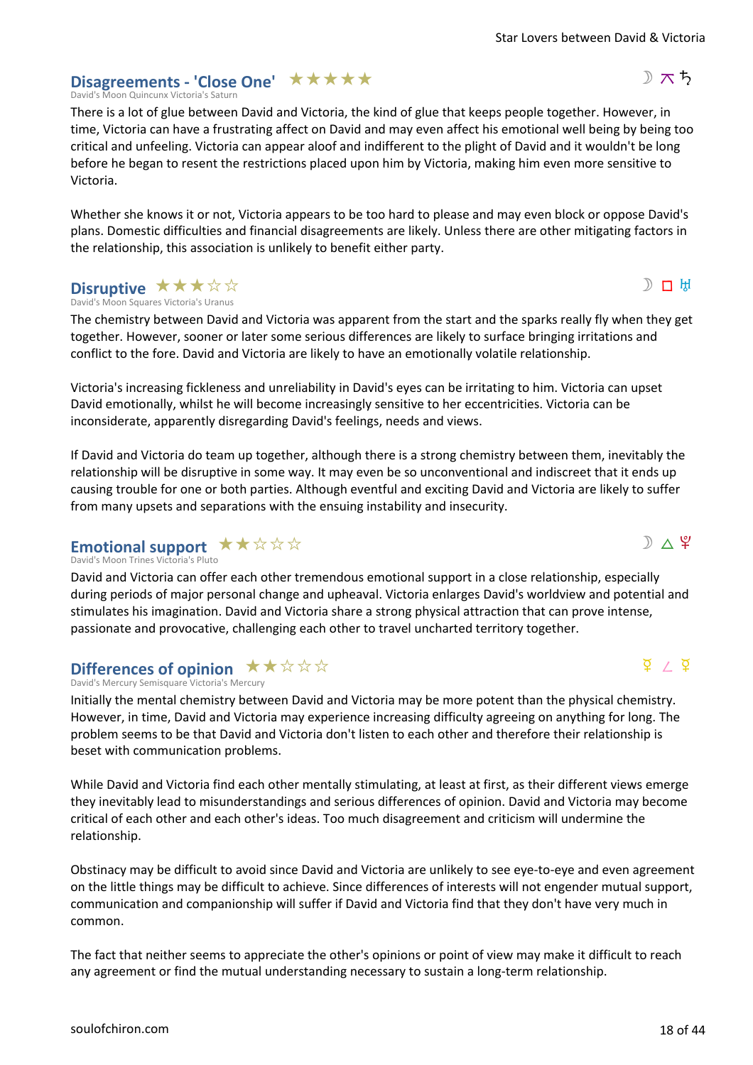## Disagreements - 'Close One' ★★★★★

David's Moon Quincunx Victoria's Saturn

☽ ⚻ ♄

There is a lot of glue between David and Victoria, the kind of glue that keeps people together. However, in time, Victoria can have a frustrating affect on David and may even affect his emotional well being by being too critical and unfeeling. Victoria can appear aloof and indifferent to the plight of David and it wouldn't be long before he began to resent the restrictions placed upon him by Victoria, making him even more sensitive to Victoria.

Whether she knows it or not, Victoria appears to be too hard to please and may even block or oppose David's plans. Domestic difficulties and financial disagreements are likely. Unless there are other mitigating factors in the relationship, this association is unlikely to benefit either party.

## Disruptive ★★★☆☆

David's Moon Squares Victoria's Uranus

☽ □ ♅

The chemistry between David and Victoria was apparent from the start and the sparks really fly when they get together. However, sooner or later some serious differences are likely to surface bringing irritations and conflict to the fore. David and Victoria are likely to have an emotionally volatile relationship.

Victoria's increasing fickleness and unreliability in David's eyes can be irritating to him. Victoria can upset David emotionally, whilst he will become increasingly sensitive to her eccentricities. Victoria can be inconsiderate, apparently disregarding David's feelings, needs and views.

If David and Victoria do team up together, although there is a strong chemistry between them, inevitably the relationship will be disruptive in some way. It may even be so unconventional and indiscreet that it ends up causing trouble for one or both parties. Although eventful and exciting David and Victoria are likely to suffer from many upsets and separations with the ensuing instability and insecurity.

## Emotional support ★★☆☆☆

David's Moon Trines Victoria's Pluto

☽ △ ♇

David and Victoria can offer each other tremendous emotional support in a close relationship, especially during periods of major personal change and upheaval. Victoria enlarges David's worldview and potential and stimulates his imagination. David and Victoria share a strong physical attraction that can prove intense, passionate and provocative, challenging each other to travel uncharted territory together.

## Differences of opinion ★★☆☆☆

David's Mercury Semisquare Victoria's Mercury

☿ ∠ ☿

Initially the mental chemistry between David and Victoria may be more potent than the physical chemistry. However, in time, David and Victoria may experience increasing difficulty agreeing on anything for long. The problem seems to be that David and Victoria don't listen to each other and therefore their relationship is beset with communication problems.

While David and Victoria find each other mentally stimulating, at least at first, as their different views emerge they inevitably lead to misunderstandings and serious differences of opinion. David and Victoria may become critical of each other and each other's ideas. Too much disagreement and criticism will undermine the relationship.

Obstinacy may be difficult to avoid since David and Victoria are unlikely to see eye-to-eye and even agreement on the little things may be difficult to achieve. Since differences of interests will not engender mutual support, communication and companionship will suffer if David and Victoria find that they don't have very much in common.

The fact that neither seems to appreciate the other's opinions or point of view may make it difficult to reach any agreement or find the mutual understanding necessary to sustain a long-term relationship.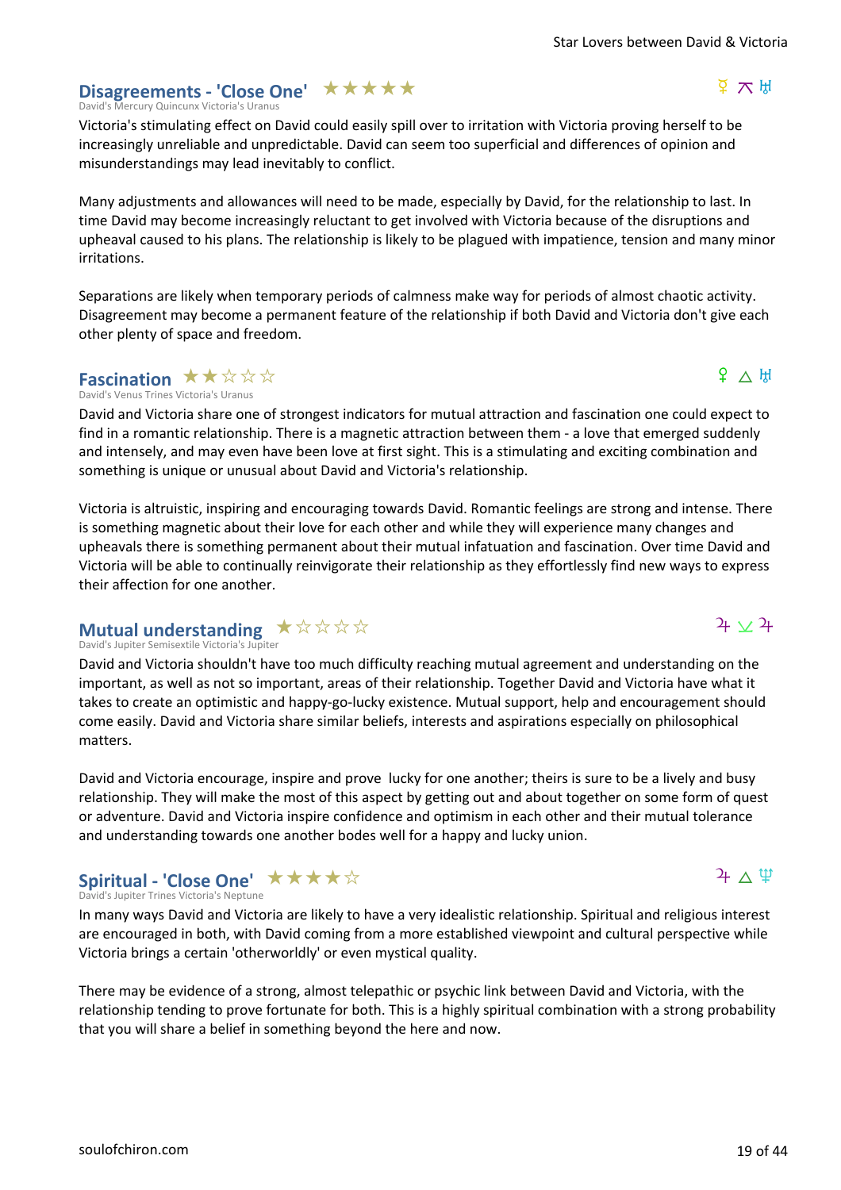## Disagreements - 'Close One' ★★★★★

☿ ⚻ ♅

David's Mercury Quincunx Victoria's Uranus

Victoria's stimulating effect on David could easily spill over to irritation with Victoria proving herself to be increasingly unreliable and unpredictable. David can seem too superficial and differences of opinion and misunderstandings may lead inevitably to conflict.

Many adjustments and allowances will need to be made, especially by David, for the relationship to last. In time David may become increasingly reluctant to get involved with Victoria because of the disruptions and upheaval caused to his plans. The relationship is likely to be plagued with impatience, tension and many minor irritations.

Separations are likely when temporary periods of calmness make way for periods of almost chaotic activity. Disagreement may become a permanent feature of the relationship if both David and Victoria don't give each other plenty of space and freedom.

## Fascination ★★☆☆☆

♀ △ ♅

David's Venus Trines Victoria's Uranus

David and Victoria share one of strongest indicators for mutual attraction and fascination one could expect to find in a romantic relationship. There is a magnetic attraction between them - a love that emerged suddenly and intensely, and may even have been love at first sight. This is a stimulating and exciting combination and something is unique or unusual about David and Victoria's relationship.

Victoria is altruistic, inspiring and encouraging towards David. Romantic feelings are strong and intense. There is something magnetic about their love for each other and while they will experience many changes and upheavals there is something permanent about their mutual infatuation and fascination. Over time David and Victoria will be able to continually reinvigorate their relationship as they effortlessly find new ways to express their affection for one another.

## Mutual understanding ★☆☆☆☆

♃ ⚺ ♃

David's Jupiter Semisextile Victoria's Jupiter

David and Victoria shouldn't have too much difficulty reaching mutual agreement and understanding on the important, as well as not so important, areas of their relationship. Together David and Victoria have what it takes to create an optimistic and happy-go-lucky existence. Mutual support, help and encouragement should come easily. David and Victoria share similar beliefs, interests and aspirations especially on philosophical matters.

David and Victoria encourage, inspire and prove lucky for one another; theirs is sure to be a lively and busy relationship. They will make the most of this aspect by getting out and about together on some form of quest or adventure. David and Victoria inspire confidence and optimism in each other and their mutual tolerance and understanding towards one another bodes well for a happy and lucky union.

## Spiritual - 'Close One' ★★★★☆

♃ △ ♆

David's Jupiter Trines Victoria's Neptune

In many ways David and Victoria are likely to have a very idealistic relationship. Spiritual and religious interest are encouraged in both, with David coming from a more established viewpoint and cultural perspective while Victoria brings a certain 'otherworldly' or even mystical quality.

There may be evidence of a strong, almost telepathic or psychic link between David and Victoria, with the relationship tending to prove fortunate for both. This is a highly spiritual combination with a strong probability that you will share a belief in something beyond the here and now.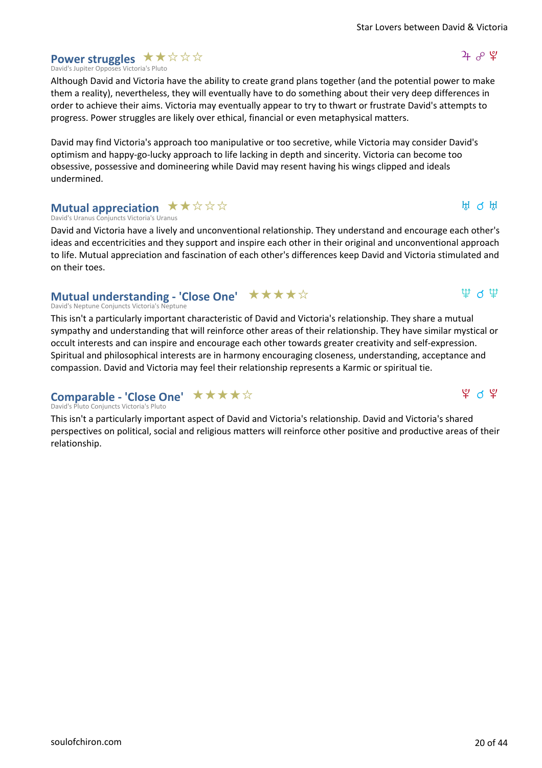## Power struggles ★★☆☆☆

David's Jupiter Opposes Victoria's Pluto

♃ ☍ ♇

Although David and Victoria have the ability to create grand plans together (and the potential power to make them a reality), nevertheless, they will eventually have to do something about their very deep differences in order to achieve their aims. Victoria may eventually appear to try to thwart or frustrate David's attempts to progress. Power struggles are likely over ethical, financial or even metaphysical matters.

David may find Victoria's approach too manipulative or too secretive, while Victoria may consider David's optimism and happy-go-lucky approach to life lacking in depth and sincerity. Victoria can become too obsessive, possessive and domineering while David may resent having his wings clipped and ideals undermined.

## Mutual appreciation ★★☆☆☆

David's Uranus Conjuncts Victoria's Uranus

♅ ☌ ♅

David and Victoria have a lively and unconventional relationship. They understand and encourage each other's ideas and eccentricities and they support and inspire each other in their original and unconventional approach to life. Mutual appreciation and fascination of each other's differences keep David and Victoria stimulated and on their toes.

## Mutual understanding - 'Close One' ★★★★☆

David's Neptune Conjuncts Victoria's Neptune

♆ ☌ ♆

This isn't a particularly important characteristic of David and Victoria's relationship. They share a mutual sympathy and understanding that will reinforce other areas of their relationship. They have similar mystical or occult interests and can inspire and encourage each other towards greater creativity and self-expression. Spiritual and philosophical interests are in harmony encouraging closeness, understanding, acceptance and compassion. David and Victoria may feel their relationship represents a Karmic or spiritual tie.

## Comparable - 'Close One' ★★★★☆

David's Pluto Conjuncts Victoria's Pluto

♇ ☌ ♇

This isn't a particularly important aspect of David and Victoria's relationship. David and Victoria's shared perspectives on political, social and religious matters will reinforce other positive and productive areas of their relationship.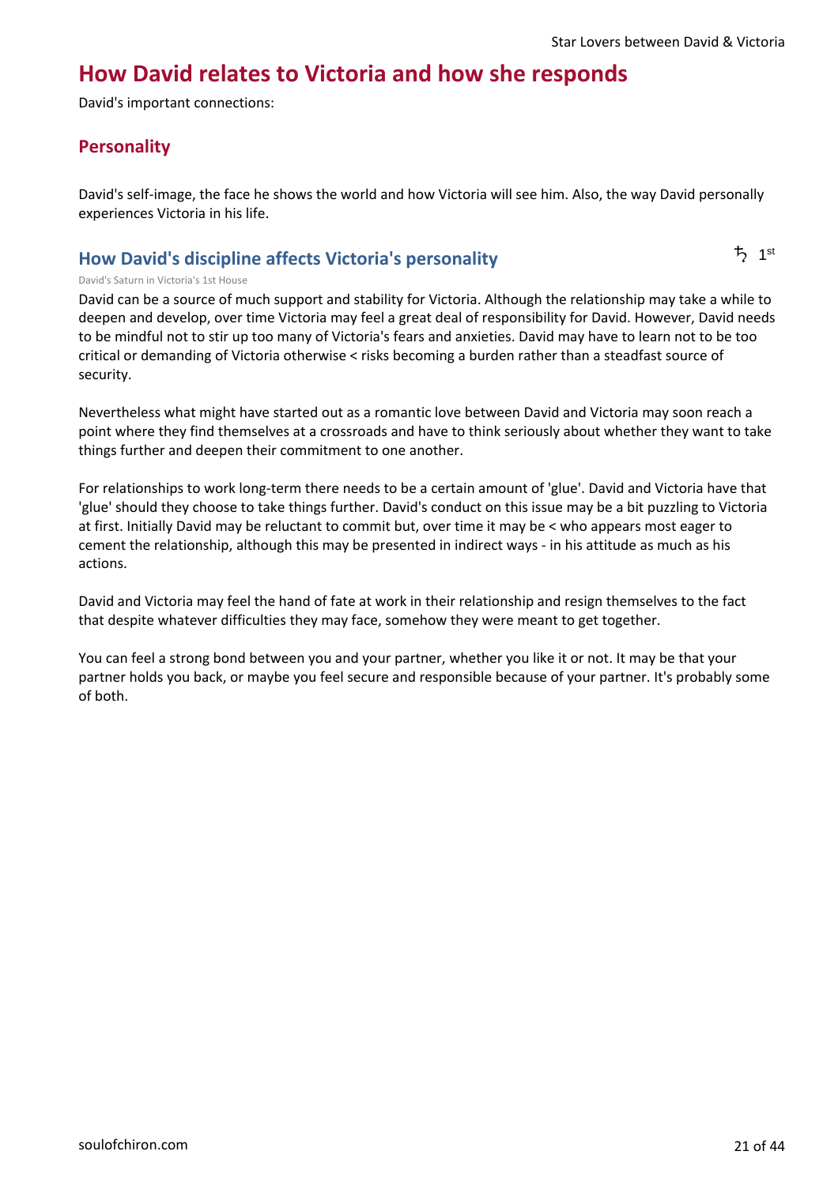# How David relates to Victoria and how she responds

David's important connections:

## Personality

David's self-image, the face he shows the world and how Victoria will see him. Also, the way David personally experiences Victoria in his life.

### How David's discipline affects Victoria's personality

♄ 1st

David's Saturn in Victoria's 1st House

David can be a source of much support and stability for Victoria. Although the relationship may take a while to deepen and develop, over time Victoria may feel a great deal of responsibility for David. However, David needs to be mindful not to stir up too many of Victoria's fears and anxieties. David may have to learn not to be too critical or demanding of Victoria otherwise < risks becoming a burden rather than a steadfast source of security.

Nevertheless what might have started out as a romantic love between David and Victoria may soon reach a point where they find themselves at a crossroads and have to think seriously about whether they want to take things further and deepen their commitment to one another.

For relationships to work long-term there needs to be a certain amount of 'glue'. David and Victoria have that 'glue' should they choose to take things further. David's conduct on this issue may be a bit puzzling to Victoria at first. Initially David may be reluctant to commit but, over time it may be < who appears most eager to cement the relationship, although this may be presented in indirect ways - in his attitude as much as his actions.

David and Victoria may feel the hand of fate at work in their relationship and resign themselves to the fact that despite whatever difficulties they may face, somehow they were meant to get together.

You can feel a strong bond between you and your partner, whether you like it or not. It may be that your partner holds you back, or maybe you feel secure and responsible because of your partner. It's probably some of both.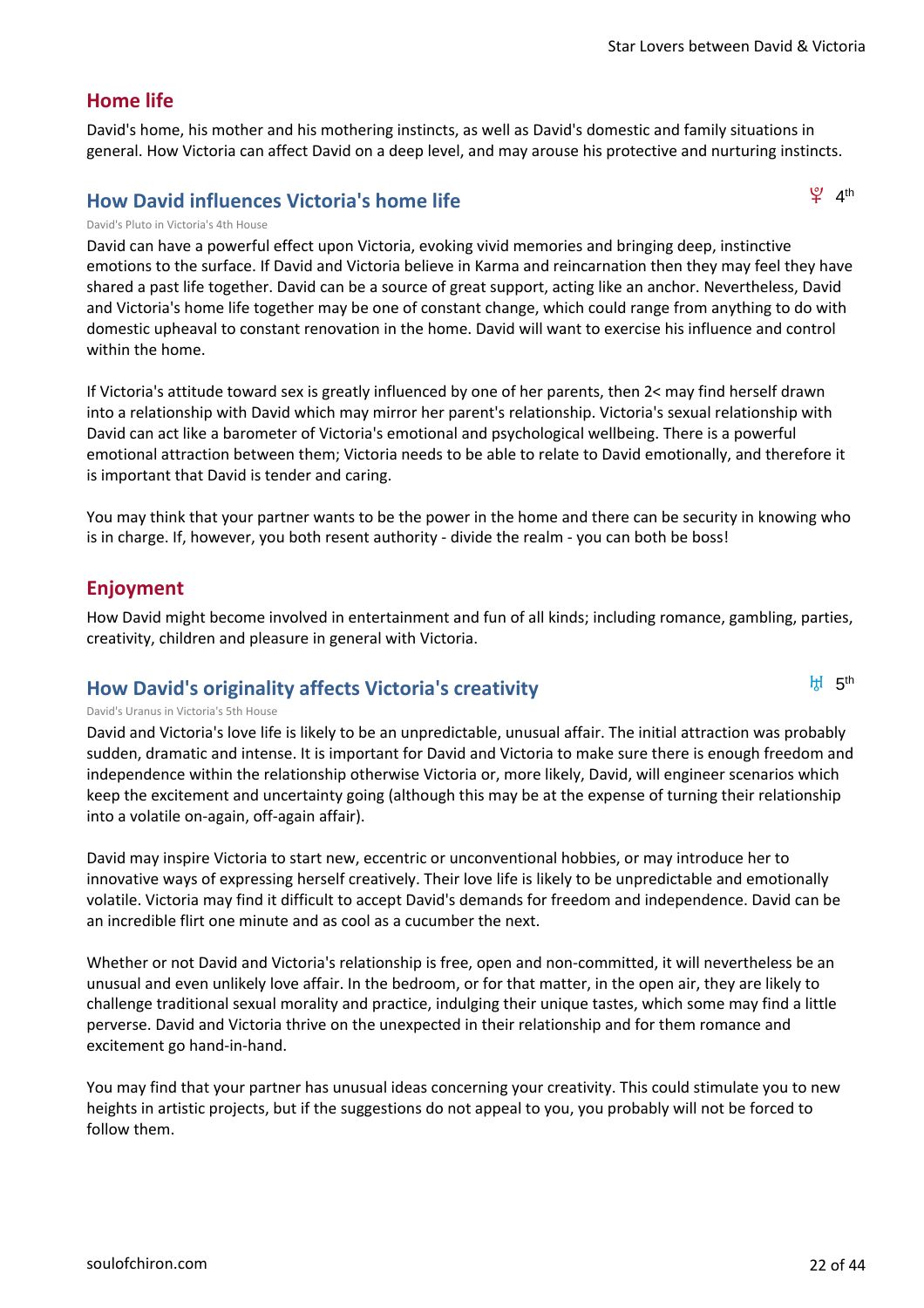## Home life

David's home, his mother and his mothering instincts, as well as David's domestic and family situations in general. How Victoria can affect David on a deep level, and may arouse his protective and nurturing instincts.

### How David influences Victoria's home life

♇ 4th

David's Pluto in Victoria's 4th House

David can have a powerful effect upon Victoria, evoking vivid memories and bringing deep, instinctive emotions to the surface. If David and Victoria believe in Karma and reincarnation then they may feel they have shared a past life together. David can be a source of great support, acting like an anchor. Nevertheless, David and Victoria's home life together may be one of constant change, which could range from anything to do with domestic upheaval to constant renovation in the home. David will want to exercise his influence and control within the home.

If Victoria's attitude toward sex is greatly influenced by one of her parents, then 2< may find herself drawn into a relationship with David which may mirror her parent's relationship. Victoria's sexual relationship with David can act like a barometer of Victoria's emotional and psychological wellbeing. There is a powerful emotional attraction between them; Victoria needs to be able to relate to David emotionally, and therefore it is important that David is tender and caring.

You may think that your partner wants to be the power in the home and there can be security in knowing who is in charge. If, however, you both resent authority - divide the realm - you can both be boss!

## Enjoyment

How David might become involved in entertainment and fun of all kinds; including romance, gambling, parties, creativity, children and pleasure in general with Victoria.

### How David's originality affects Victoria's creativity

♅ 5th

David's Uranus in Victoria's 5th House

David and Victoria's love life is likely to be an unpredictable, unusual affair. The initial attraction was probably sudden, dramatic and intense. It is important for David and Victoria to make sure there is enough freedom and independence within the relationship otherwise Victoria or, more likely, David, will engineer scenarios which keep the excitement and uncertainty going (although this may be at the expense of turning their relationship into a volatile on-again, off-again affair).

David may inspire Victoria to start new, eccentric or unconventional hobbies, or may introduce her to innovative ways of expressing herself creatively. Their love life is likely to be unpredictable and emotionally volatile. Victoria may find it difficult to accept David's demands for freedom and independence. David can be an incredible flirt one minute and as cool as a cucumber the next.

Whether or not David and Victoria's relationship is free, open and non-committed, it will nevertheless be an unusual and even unlikely love affair. In the bedroom, or for that matter, in the open air, they are likely to challenge traditional sexual morality and practice, indulging their unique tastes, which some may find a little perverse. David and Victoria thrive on the unexpected in their relationship and for them romance and excitement go hand-in-hand.

You may find that your partner has unusual ideas concerning your creativity. This could stimulate you to new heights in artistic projects, but if the suggestions do not appeal to you, you probably will not be forced to follow them.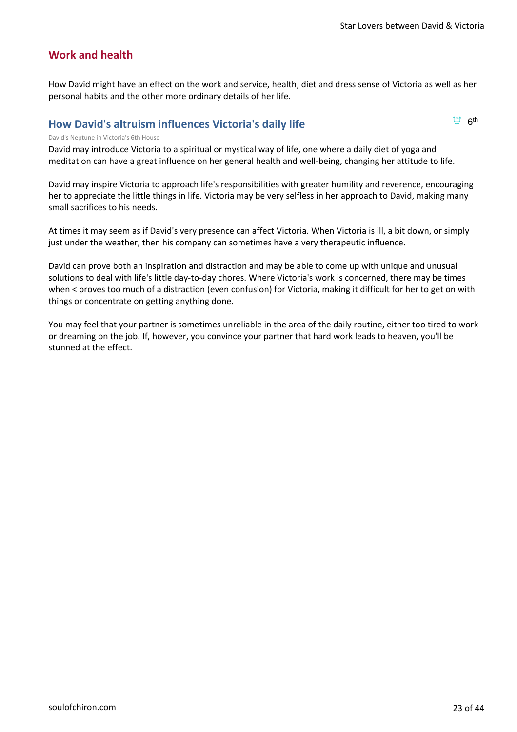## Work and health

How David might have an effect on the work and service, health, diet and dress sense of Victoria as well as her personal habits and the other more ordinary details of her life.

### How David's altruism influences Victoria's daily life

♆ 6th

David's Neptune in Victoria's 6th House

David may introduce Victoria to a spiritual or mystical way of life, one where a daily diet of yoga and meditation can have a great influence on her general health and well-being, changing her attitude to life.

David may inspire Victoria to approach life's responsibilities with greater humility and reverence, encouraging her to appreciate the little things in life. Victoria may be very selfless in her approach to David, making many small sacrifices to his needs.

At times it may seem as if David's very presence can affect Victoria. When Victoria is ill, a bit down, or simply just under the weather, then his company can sometimes have a very therapeutic influence.

David can prove both an inspiration and distraction and may be able to come up with unique and unusual solutions to deal with life's little day-to-day chores. Where Victoria's work is concerned, there may be times when < proves too much of a distraction (even confusion) for Victoria, making it difficult for her to get on with things or concentrate on getting anything done.

You may feel that your partner is sometimes unreliable in the area of the daily routine, either too tired to work or dreaming on the job. If, however, you convince your partner that hard work leads to heaven, you'll be stunned at the effect.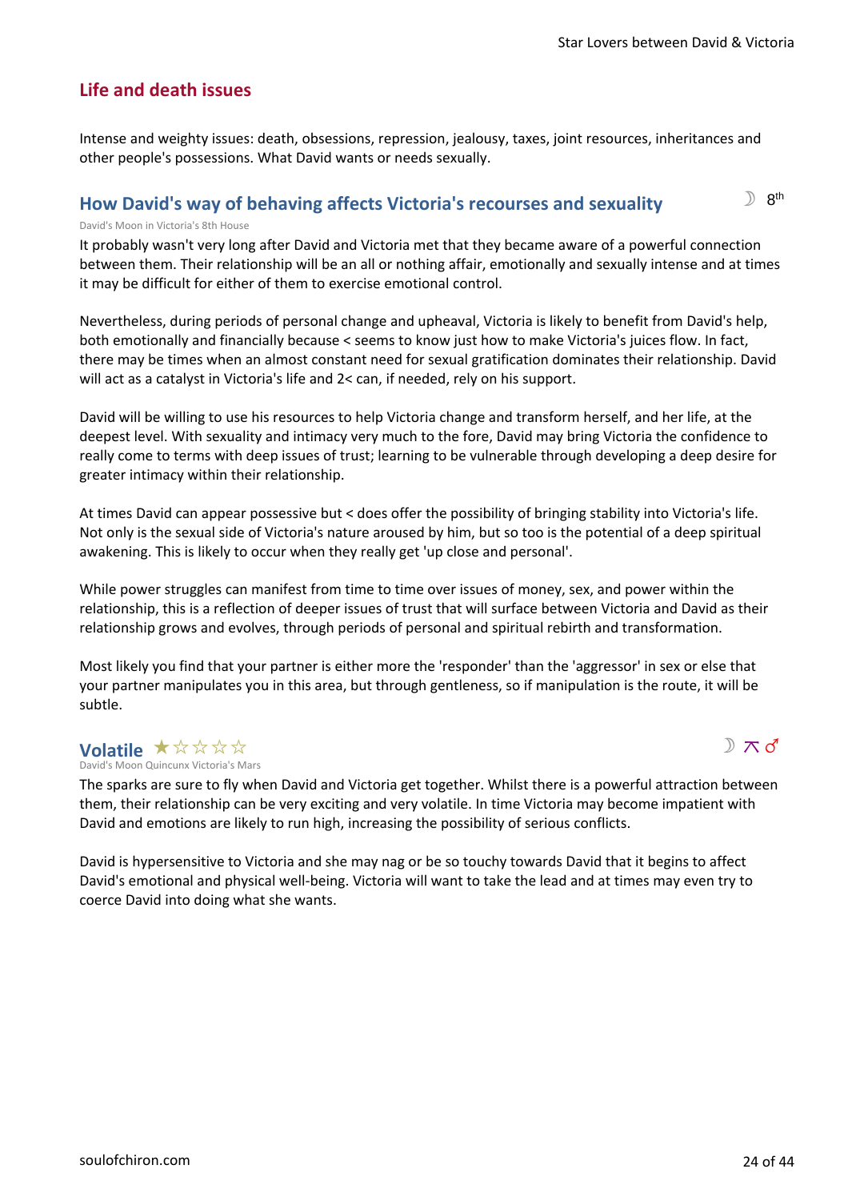## Life and death issues

Intense and weighty issues: death, obsessions, repression, jealousy, taxes, joint resources, inheritances and other people's possessions. What David wants or needs sexually.

### How David's way of behaving affects Victoria's recourses and sexuality

☽ 8th

David's Moon in Victoria's 8th House

It probably wasn't very long after David and Victoria met that they became aware of a powerful connection between them. Their relationship will be an all or nothing affair, emotionally and sexually intense and at times it may be difficult for either of them to exercise emotional control.

Nevertheless, during periods of personal change and upheaval, Victoria is likely to benefit from David's help, both emotionally and financially because < seems to know just how to make Victoria's juices flow. In fact, there may be times when an almost constant need for sexual gratification dominates their relationship. David will act as a catalyst in Victoria's life and 2< can, if needed, rely on his support.

David will be willing to use his resources to help Victoria change and transform herself, and her life, at the deepest level. With sexuality and intimacy very much to the fore, David may bring Victoria the confidence to really come to terms with deep issues of trust; learning to be vulnerable through developing a deep desire for greater intimacy within their relationship.

At times David can appear possessive but < does offer the possibility of bringing stability into Victoria's life. Not only is the sexual side of Victoria's nature aroused by him, but so too is the potential of a deep spiritual awakening. This is likely to occur when they really get 'up close and personal'.

While power struggles can manifest from time to time over issues of money, sex, and power within the relationship, this is a reflection of deeper issues of trust that will surface between Victoria and David as their relationship grows and evolves, through periods of personal and spiritual rebirth and transformation.

Most likely you find that your partner is either more the 'responder' than the 'aggressor' in sex or else that your partner manipulates you in this area, but through gentleness, so if manipulation is the route, it will be subtle.

### Volatile ★☆☆☆☆

☽ ⚻ ♂

David's Moon Quincunx Victoria's Mars

The sparks are sure to fly when David and Victoria get together. Whilst there is a powerful attraction between them, their relationship can be very exciting and very volatile. In time Victoria may become impatient with David and emotions are likely to run high, increasing the possibility of serious conflicts.

David is hypersensitive to Victoria and she may nag or be so touchy towards David that it begins to affect David's emotional and physical well-being. Victoria will want to take the lead and at times may even try to coerce David into doing what she wants.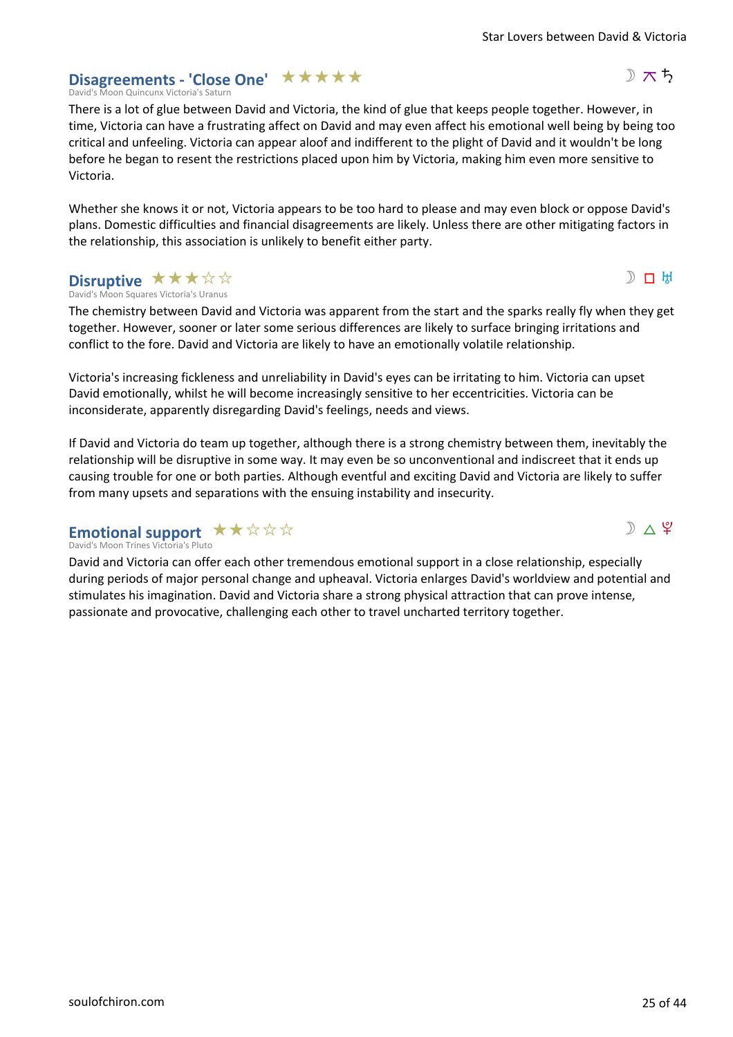## Disagreements - 'Close One' ★★★★★

David's Moon Quincunx Victoria's Saturn

☽ ⚻ ♄

There is a lot of glue between David and Victoria, the kind of glue that keeps people together. However, in time, Victoria can have a frustrating affect on David and may even affect his emotional well being by being too critical and unfeeling. Victoria can appear aloof and indifferent to the plight of David and it wouldn't be long before he began to resent the restrictions placed upon him by Victoria, making him even more sensitive to Victoria.

Whether she knows it or not, Victoria appears to be too hard to please and may even block or oppose David's plans. Domestic difficulties and financial disagreements are likely. Unless there are other mitigating factors in the relationship, this association is unlikely to benefit either party.

## Disruptive ★★★☆☆

David's Moon Squares Victoria's Uranus

☽ □ ♅

The chemistry between David and Victoria was apparent from the start and the sparks really fly when they get together. However, sooner or later some serious differences are likely to surface bringing irritations and conflict to the fore. David and Victoria are likely to have an emotionally volatile relationship.

Victoria's increasing fickleness and unreliability in David's eyes can be irritating to him. Victoria can upset David emotionally, whilst he will become increasingly sensitive to her eccentricities. Victoria can be inconsiderate, apparently disregarding David's feelings, needs and views.

If David and Victoria do team up together, although there is a strong chemistry between them, inevitably the relationship will be disruptive in some way. It may even be so unconventional and indiscreet that it ends up causing trouble for one or both parties. Although eventful and exciting David and Victoria are likely to suffer from many upsets and separations with the ensuing instability and insecurity.

## Emotional support ★★☆☆☆

David's Moon Trines Victoria's Pluto

☽ △ ♇

David and Victoria can offer each other tremendous emotional support in a close relationship, especially during periods of major personal change and upheaval. Victoria enlarges David's worldview and potential and stimulates his imagination. David and Victoria share a strong physical attraction that can prove intense, passionate and provocative, challenging each other to travel uncharted territory together.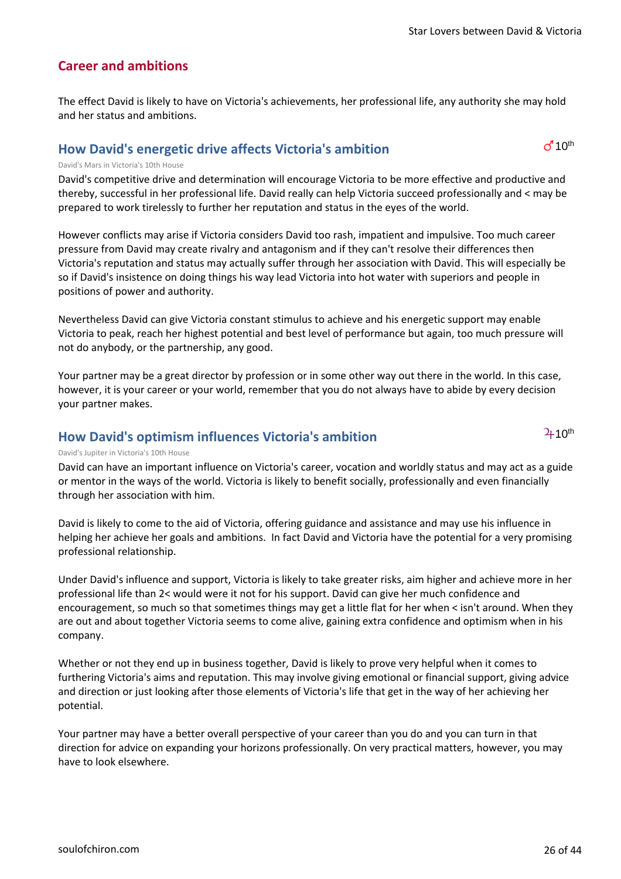## Career and ambitions

The effect David is likely to have on Victoria's achievements, her professional life, any authority she may hold and her status and ambitions.

### How David's energetic drive affects Victoria's ambition

♂10th

David's Mars in Victoria's 10th House

David's competitive drive and determination will encourage Victoria to be more effective and productive and thereby, successful in her professional life. David really can help Victoria succeed professionally and < may be prepared to work tirelessly to further her reputation and status in the eyes of the world.

However conflicts may arise if Victoria considers David too rash, impatient and impulsive. Too much career pressure from David may create rivalry and antagonism and if they can't resolve their differences then Victoria's reputation and status may actually suffer through her association with David. This will especially be so if David's insistence on doing things his way lead Victoria into hot water with superiors and people in positions of power and authority.

Nevertheless David can give Victoria constant stimulus to achieve and his energetic support may enable Victoria to peak, reach her highest potential and best level of performance but again, too much pressure will not do anybody, or the partnership, any good.

Your partner may be a great director by profession or in some other way out there in the world. In this case, however, it is your career or your world, remember that you do not always have to abide by every decision your partner makes.

### How David's optimism influences Victoria's ambition

♃10th

David's Jupiter in Victoria's 10th House

David can have an important influence on Victoria's career, vocation and worldly status and may act as a guide or mentor in the ways of the world. Victoria is likely to benefit socially, professionally and even financially through her association with him.

David is likely to come to the aid of Victoria, offering guidance and assistance and may use his influence in helping her achieve her goals and ambitions. In fact David and Victoria have the potential for a very promising professional relationship.

Under David's influence and support, Victoria is likely to take greater risks, aim higher and achieve more in her professional life than 2< would were it not for his support. David can give her much confidence and encouragement, so much so that sometimes things may get a little flat for her when < isn't around. When they are out and about together Victoria seems to come alive, gaining extra confidence and optimism when in his company.

Whether or not they end up in business together, David is likely to prove very helpful when it comes to furthering Victoria's aims and reputation. This may involve giving emotional or financial support, giving advice and direction or just looking after those elements of Victoria's life that get in the way of her achieving her potential.

Your partner may have a better overall perspective of your career than you do and you can turn in that direction for advice on expanding your horizons professionally. On very practical matters, however, you may have to look elsewhere.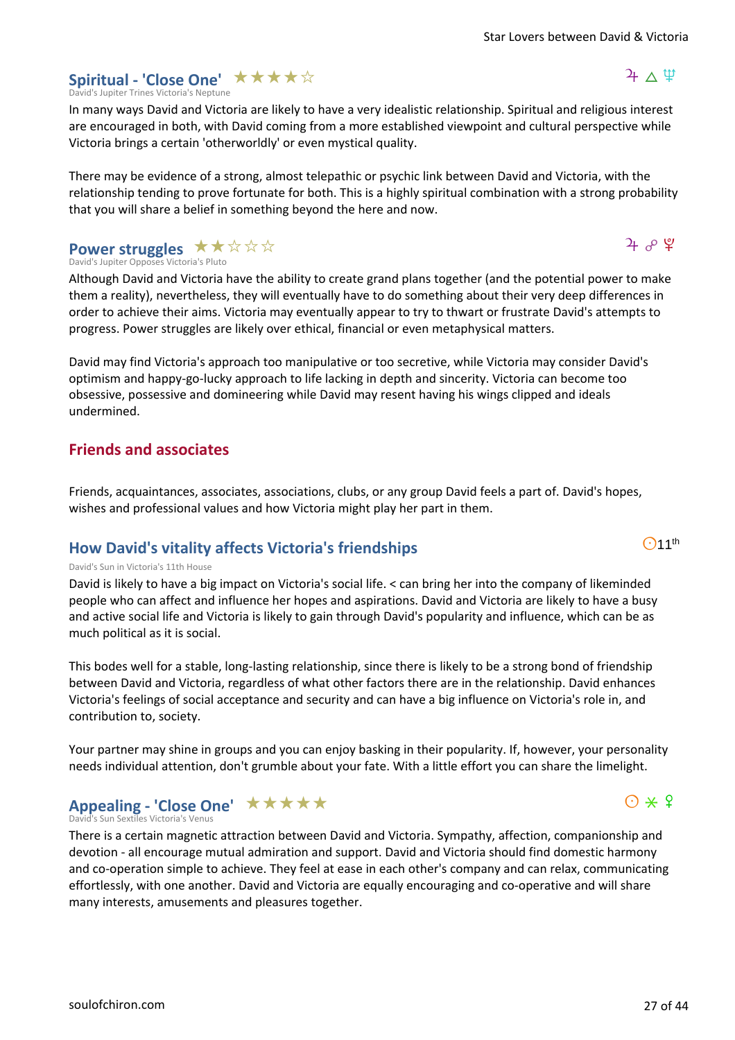### Spiritual - 'Close One' ★★★★☆

David's Jupiter Trines Victoria's Neptune

♃ △ ♆

In many ways David and Victoria are likely to have a very idealistic relationship. Spiritual and religious interest are encouraged in both, with David coming from a more established viewpoint and cultural perspective while Victoria brings a certain 'otherworldly' or even mystical quality.

There may be evidence of a strong, almost telepathic or psychic link between David and Victoria, with the relationship tending to prove fortunate for both. This is a highly spiritual combination with a strong probability that you will share a belief in something beyond the here and now.

### Power struggles ★★☆☆☆

David's Jupiter Opposes Victoria's Pluto

♃ ☍ ♇

Although David and Victoria have the ability to create grand plans together (and the potential power to make them a reality), nevertheless, they will eventually have to do something about their very deep differences in order to achieve their aims. Victoria may eventually appear to try to thwart or frustrate David's attempts to progress. Power struggles are likely over ethical, financial or even metaphysical matters.

David may find Victoria's approach too manipulative or too secretive, while Victoria may consider David's optimism and happy-go-lucky approach to life lacking in depth and sincerity. Victoria can become too obsessive, possessive and domineering while David may resent having his wings clipped and ideals undermined.

## Friends and associates

Friends, acquaintances, associates, associations, clubs, or any group David feels a part of. David's hopes, wishes and professional values and how Victoria might play her part in them.

### How David's vitality affects Victoria's friendships

☉11th

David's Sun in Victoria's 11th House

David is likely to have a big impact on Victoria's social life. < can bring her into the company of likeminded people who can affect and influence her hopes and aspirations. David and Victoria are likely to have a busy and active social life and Victoria is likely to gain through David's popularity and influence, which can be as much political as it is social.

This bodes well for a stable, long-lasting relationship, since there is likely to be a strong bond of friendship between David and Victoria, regardless of what other factors there are in the relationship. David enhances Victoria's feelings of social acceptance and security and can have a big influence on Victoria's role in, and contribution to, society.

Your partner may shine in groups and you can enjoy basking in their popularity. If, however, your personality needs individual attention, don't grumble about your fate. With a little effort you can share the limelight.

### Appealing - 'Close One' ★★★★★

David's Sun Sextiles Victoria's Venus

☉ ⚹ ♀

There is a certain magnetic attraction between David and Victoria. Sympathy, affection, companionship and devotion - all encourage mutual admiration and support. David and Victoria should find domestic harmony and co-operation simple to achieve. They feel at ease in each other's company and can relax, communicating effortlessly, with one another. David and Victoria are equally encouraging and co-operative and will share many interests, amusements and pleasures together.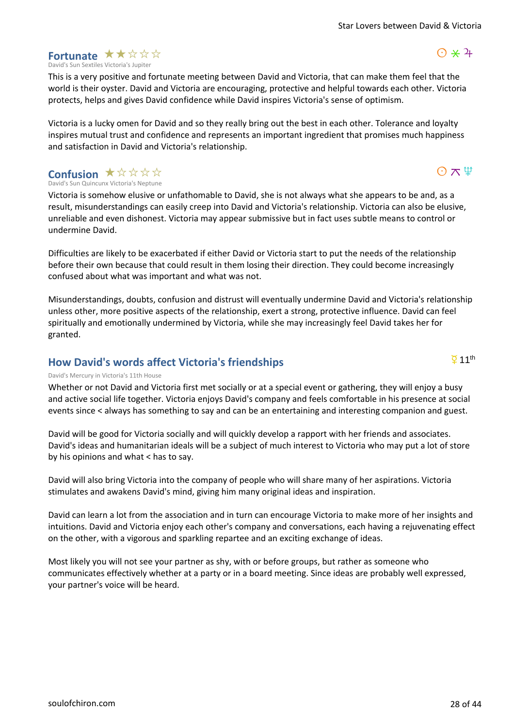## Fortunate ★★☆☆☆

☉ ⚹ ♃

David's Sun Sextiles Victoria's Jupiter

This is a very positive and fortunate meeting between David and Victoria, that can make them feel that the world is their oyster. David and Victoria are encouraging, protective and helpful towards each other. Victoria protects, helps and gives David confidence while David inspires Victoria's sense of optimism.

Victoria is a lucky omen for David and so they really bring out the best in each other. Tolerance and loyalty inspires mutual trust and confidence and represents an important ingredient that promises much happiness and satisfaction in David and Victoria's relationship.

## Confusion ★☆☆☆☆

☉ ⚻ ♆

David's Sun Quincunx Victoria's Neptune

Victoria is somehow elusive or unfathomable to David, she is not always what she appears to be and, as a result, misunderstandings can easily creep into David and Victoria's relationship. Victoria can also be elusive, unreliable and even dishonest. Victoria may appear submissive but in fact uses subtle means to control or undermine David.

Difficulties are likely to be exacerbated if either David or Victoria start to put the needs of the relationship before their own because that could result in them losing their direction. They could become increasingly confused about what was important and what was not.

Misunderstandings, doubts, confusion and distrust will eventually undermine David and Victoria's relationship unless other, more positive aspects of the relationship, exert a strong, protective influence. David can feel spiritually and emotionally undermined by Victoria, while she may increasingly feel David takes her for granted.

## How David's words affect Victoria's friendships

☿ 11th

David's Mercury in Victoria's 11th House

Whether or not David and Victoria first met socially or at a special event or gathering, they will enjoy a busy and active social life together. Victoria enjoys David's company and feels comfortable in his presence at social events since < always has something to say and can be an entertaining and interesting companion and guest.

David will be good for Victoria socially and will quickly develop a rapport with her friends and associates. David's ideas and humanitarian ideals will be a subject of much interest to Victoria who may put a lot of store by his opinions and what < has to say.

David will also bring Victoria into the company of people who will share many of her aspirations. Victoria stimulates and awakens David's mind, giving him many original ideas and inspiration.

David can learn a lot from the association and in turn can encourage Victoria to make more of her insights and intuitions. David and Victoria enjoy each other's company and conversations, each having a rejuvenating effect on the other, with a vigorous and sparkling repartee and an exciting exchange of ideas.

Most likely you will not see your partner as shy, with or before groups, but rather as someone who communicates effectively whether at a party or in a board meeting. Since ideas are probably well expressed, your partner's voice will be heard.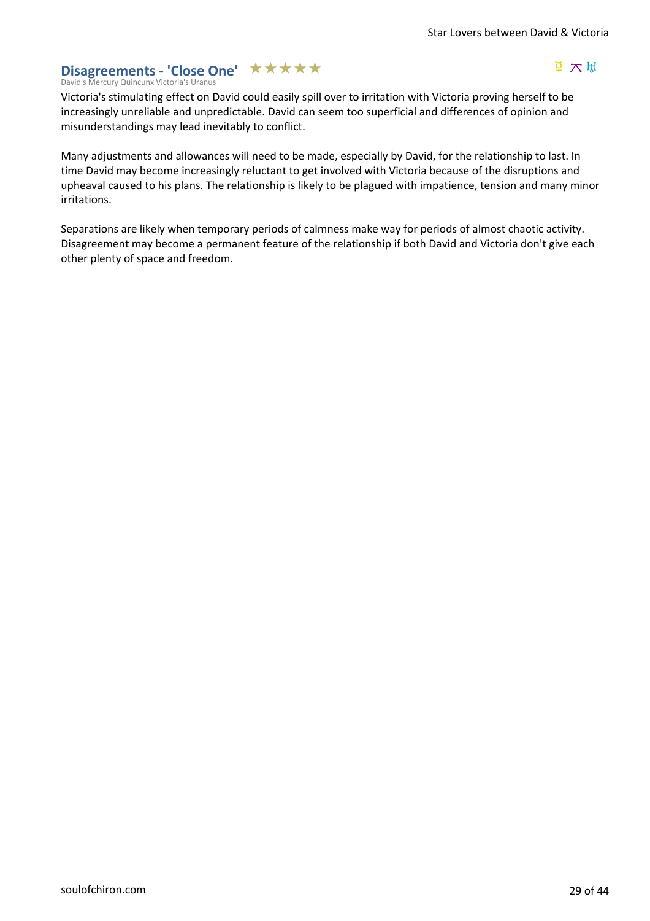## Disagreements - 'Close One' ★★★★★

David's Mercury Quincunx Victoria's Uranus

☿ ⚻ ♅

Victoria's stimulating effect on David could easily spill over to irritation with Victoria proving herself to be increasingly unreliable and unpredictable. David can seem too superficial and differences of opinion and misunderstandings may lead inevitably to conflict.

Many adjustments and allowances will need to be made, especially by David, for the relationship to last. In time David may become increasingly reluctant to get involved with Victoria because of the disruptions and upheaval caused to his plans. The relationship is likely to be plagued with impatience, tension and many minor irritations.

Separations are likely when temporary periods of calmness make way for periods of almost chaotic activity. Disagreement may become a permanent feature of the relationship if both David and Victoria don't give each other plenty of space and freedom.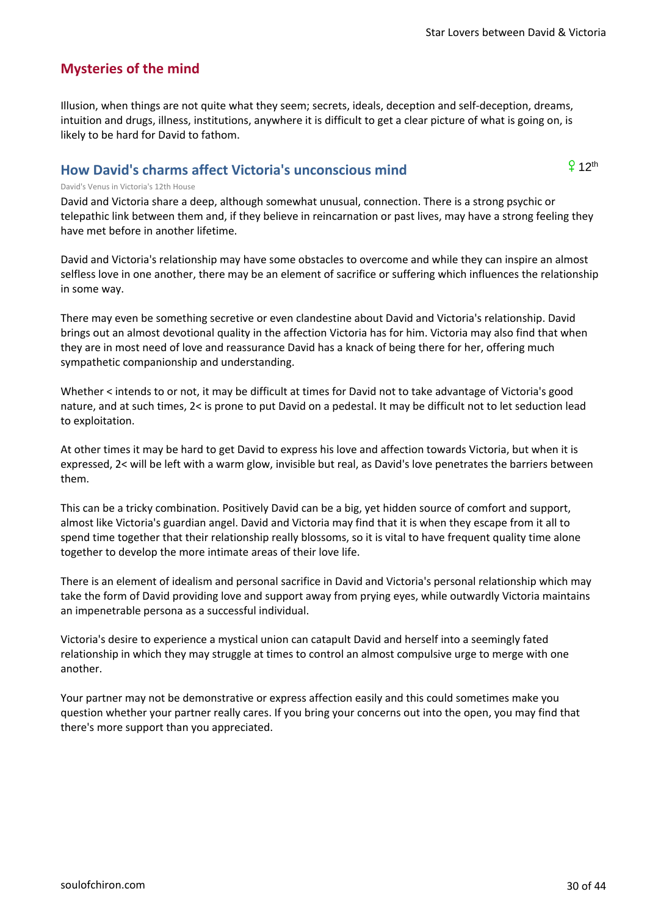## Mysteries of the mind

Illusion, when things are not quite what they seem; secrets, ideals, deception and self-deception, dreams, intuition and drugs, illness, institutions, anywhere it is difficult to get a clear picture of what is going on, is likely to be hard for David to fathom.

### How David's charms affect Victoria's unconscious mind

♀ 12th

David's Venus in Victoria's 12th House

David and Victoria share a deep, although somewhat unusual, connection. There is a strong psychic or telepathic link between them and, if they believe in reincarnation or past lives, may have a strong feeling they have met before in another lifetime.

David and Victoria's relationship may have some obstacles to overcome and while they can inspire an almost selfless love in one another, there may be an element of sacrifice or suffering which influences the relationship in some way.

There may even be something secretive or even clandestine about David and Victoria's relationship. David brings out an almost devotional quality in the affection Victoria has for him. Victoria may also find that when they are in most need of love and reassurance David has a knack of being there for her, offering much sympathetic companionship and understanding.

Whether < intends to or not, it may be difficult at times for David not to take advantage of Victoria's good nature, and at such times, 2< is prone to put David on a pedestal. It may be difficult not to let seduction lead to exploitation.

At other times it may be hard to get David to express his love and affection towards Victoria, but when it is expressed, 2< will be left with a warm glow, invisible but real, as David's love penetrates the barriers between them.

This can be a tricky combination. Positively David can be a big, yet hidden source of comfort and support, almost like Victoria's guardian angel. David and Victoria may find that it is when they escape from it all to spend time together that their relationship really blossoms, so it is vital to have frequent quality time alone together to develop the more intimate areas of their love life.

There is an element of idealism and personal sacrifice in David and Victoria's personal relationship which may take the form of David providing love and support away from prying eyes, while outwardly Victoria maintains an impenetrable persona as a successful individual.

Victoria's desire to experience a mystical union can catapult David and herself into a seemingly fated relationship in which they may struggle at times to control an almost compulsive urge to merge with one another.

Your partner may not be demonstrative or express affection easily and this could sometimes make you question whether your partner really cares. If you bring your concerns out into the open, you may find that there's more support than you appreciated.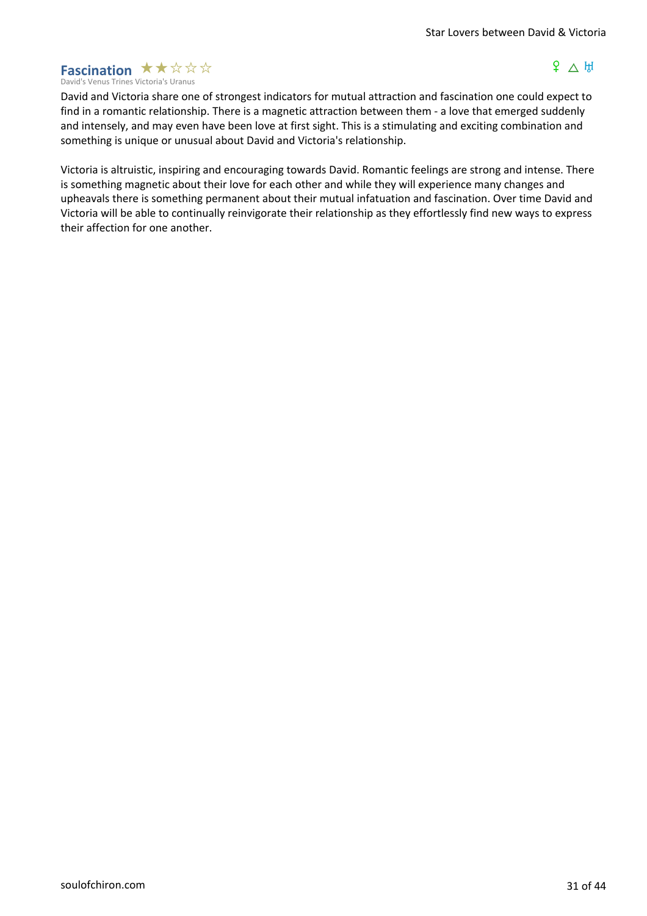## Fascination ★★☆☆☆

David's Venus Trines Victoria's Uranus

♀ △ ♅

David and Victoria share one of strongest indicators for mutual attraction and fascination one could expect to find in a romantic relationship. There is a magnetic attraction between them - a love that emerged suddenly and intensely, and may even have been love at first sight. This is a stimulating and exciting combination and something is unique or unusual about David and Victoria's relationship.

Victoria is altruistic, inspiring and encouraging towards David. Romantic feelings are strong and intense. There is something magnetic about their love for each other and while they will experience many changes and upheavals there is something permanent about their mutual infatuation and fascination. Over time David and Victoria will be able to continually reinvigorate their relationship as they effortlessly find new ways to express their affection for one another.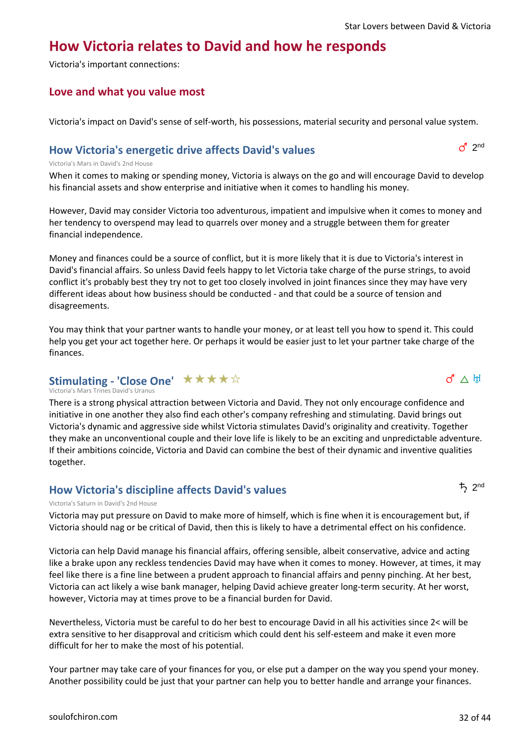# How Victoria relates to David and how he responds

Victoria's important connections:

## Love and what you value most

Victoria's impact on David's sense of self-worth, his possessions, material security and personal value system.

### How Victoria's energetic drive affects David's values

♂ 2nd

Victoria's Mars in David's 2nd House

When it comes to making or spending money, Victoria is always on the go and will encourage David to develop his financial assets and show enterprise and initiative when it comes to handling his money.

However, David may consider Victoria too adventurous, impatient and impulsive when it comes to money and her tendency to overspend may lead to quarrels over money and a struggle between them for greater financial independence.

Money and finances could be a source of conflict, but it is more likely that it is due to Victoria's interest in David's financial affairs. So unless David feels happy to let Victoria take charge of the purse strings, to avoid conflict it's probably best they try not to get too closely involved in joint finances since they may have very different ideas about how business should be conducted - and that could be a source of tension and disagreements.

You may think that your partner wants to handle your money, or at least tell you how to spend it. This could help you get your act together here. Or perhaps it would be easier just to let your partner take charge of the finances.

### Stimulating - 'Close One' ★★★★☆

♂ △ ♅

Victoria's Mars Trines David's Uranus

There is a strong physical attraction between Victoria and David. They not only encourage confidence and initiative in one another they also find each other's company refreshing and stimulating. David brings out Victoria's dynamic and aggressive side whilst Victoria stimulates David's originality and creativity. Together they make an unconventional couple and their love life is likely to be an exciting and unpredictable adventure. If their ambitions coincide, Victoria and David can combine the best of their dynamic and inventive qualities together.

### How Victoria's discipline affects David's values

♄ 2nd

Victoria's Saturn in David's 2nd House

Victoria may put pressure on David to make more of himself, which is fine when it is encouragement but, if Victoria should nag or be critical of David, then this is likely to have a detrimental effect on his confidence.

Victoria can help David manage his financial affairs, offering sensible, albeit conservative, advice and acting like a brake upon any reckless tendencies David may have when it comes to money. However, at times, it may feel like there is a fine line between a prudent approach to financial affairs and penny pinching. At her best, Victoria can act likely a wise bank manager, helping David achieve greater long-term security. At her worst, however, Victoria may at times prove to be a financial burden for David.

Nevertheless, Victoria must be careful to do her best to encourage David in all his activities since 2< will be extra sensitive to her disapproval and criticism which could dent his self-esteem and make it even more difficult for her to make the most of his potential.

Your partner may take care of your finances for you, or else put a damper on the way you spend your money. Another possibility could be just that your partner can help you to better handle and arrange your finances.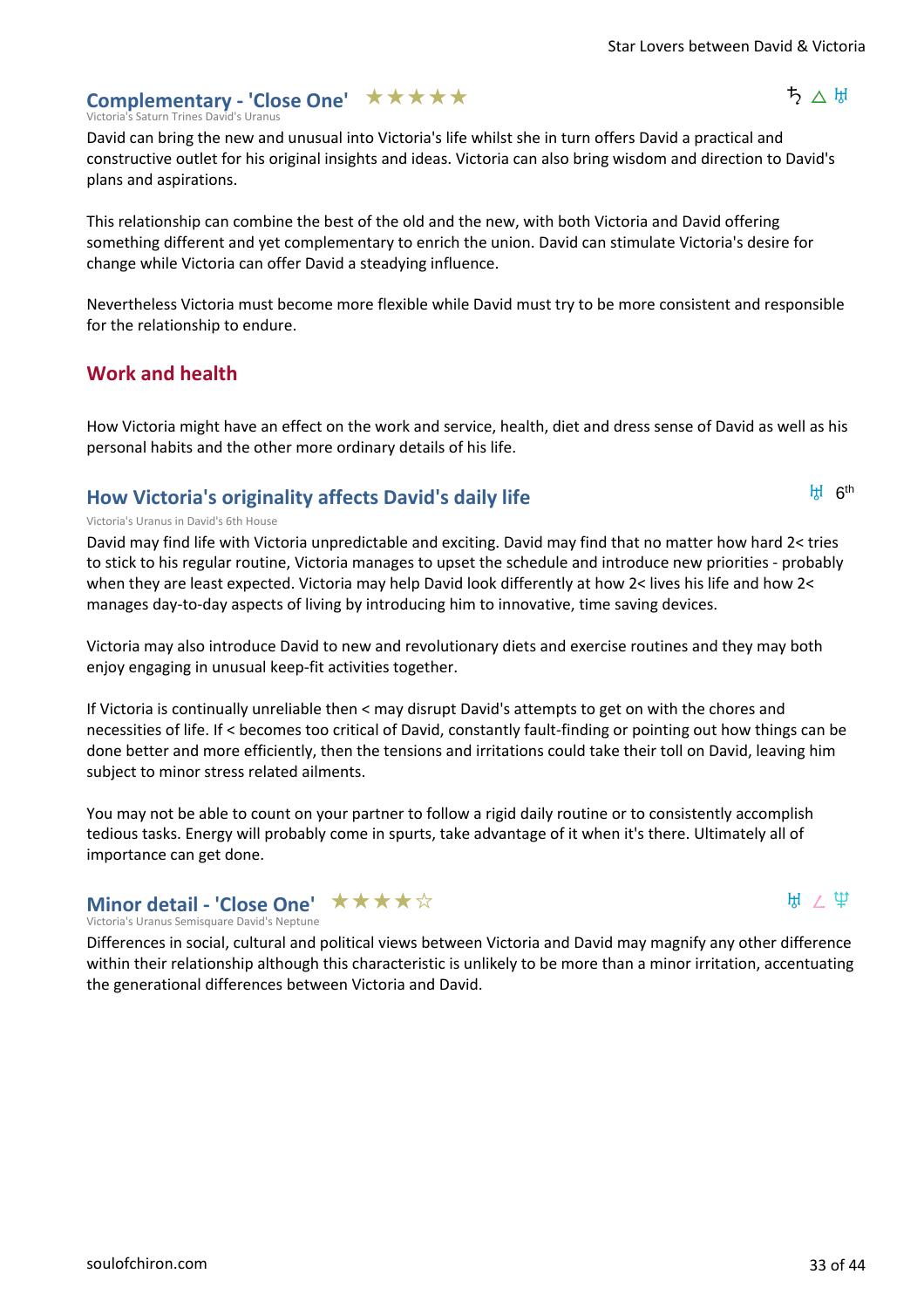## Complementary - 'Close One' ★★★★★

Victoria's Saturn Trines David's Uranus

♄ △ ♅

David can bring the new and unusual into Victoria's life whilst she in turn offers David a practical and constructive outlet for his original insights and ideas. Victoria can also bring wisdom and direction to David's plans and aspirations.

This relationship can combine the best of the old and the new, with both Victoria and David offering something different and yet complementary to enrich the union. David can stimulate Victoria's desire for change while Victoria can offer David a steadying influence.

Nevertheless Victoria must become more flexible while David must try to be more consistent and responsible for the relationship to endure.

# Work and health

How Victoria might have an effect on the work and service, health, diet and dress sense of David as well as his personal habits and the other more ordinary details of his life.

## How Victoria's originality affects David's daily life

♅ 6th

Victoria's Uranus in David's 6th House

David may find life with Victoria unpredictable and exciting. David may find that no matter how hard 2< tries to stick to his regular routine, Victoria manages to upset the schedule and introduce new priorities - probably when they are least expected. Victoria may help David look differently at how 2< lives his life and how 2< manages day-to-day aspects of living by introducing him to innovative, time saving devices.

Victoria may also introduce David to new and revolutionary diets and exercise routines and they may both enjoy engaging in unusual keep-fit activities together.

If Victoria is continually unreliable then < may disrupt David's attempts to get on with the chores and necessities of life. If < becomes too critical of David, constantly fault-finding or pointing out how things can be done better and more efficiently, then the tensions and irritations could take their toll on David, leaving him subject to minor stress related ailments.

You may not be able to count on your partner to follow a rigid daily routine or to consistently accomplish tedious tasks. Energy will probably come in spurts, take advantage of it when it's there. Ultimately all of importance can get done.

## Minor detail - 'Close One' ★★★★☆

Victoria's Uranus Semisquare David's Neptune

♅ ∠ ♆

Differences in social, cultural and political views between Victoria and David may magnify any other difference within their relationship although this characteristic is unlikely to be more than a minor irritation, accentuating the generational differences between Victoria and David.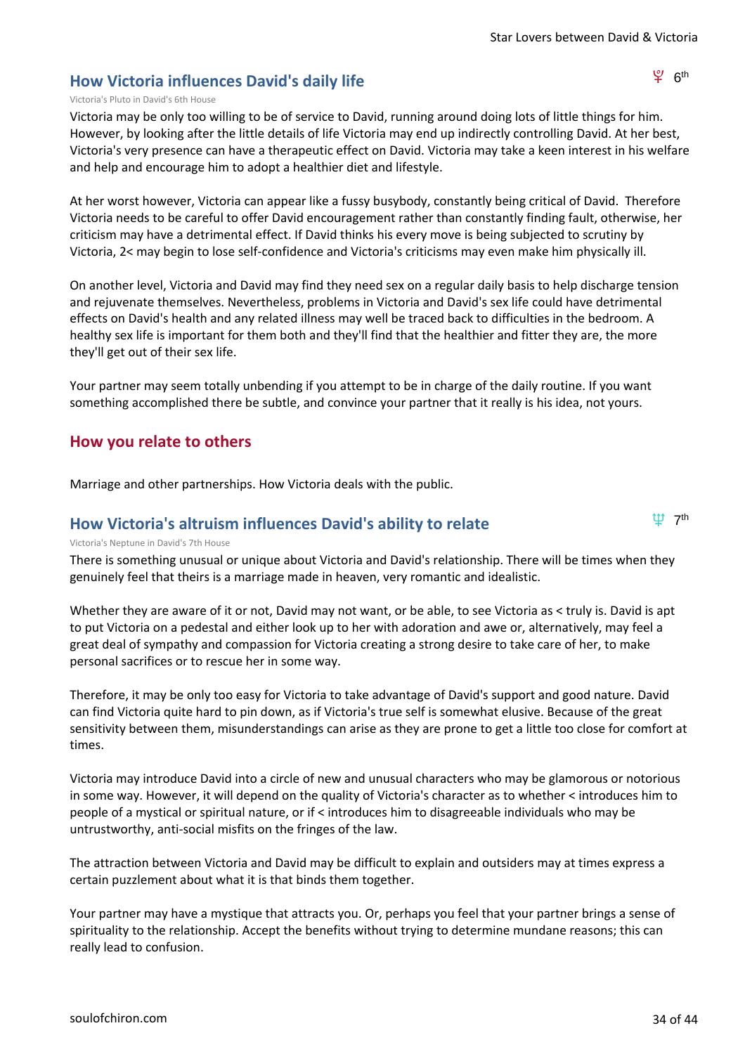## How Victoria influences David's daily life

♇ 6th

Victoria's Pluto in David's 6th House

Victoria may be only too willing to be of service to David, running around doing lots of little things for him. However, by looking after the little details of life Victoria may end up indirectly controlling David. At her best, Victoria's very presence can have a therapeutic effect on David. Victoria may take a keen interest in his welfare and help and encourage him to adopt a healthier diet and lifestyle.

At her worst however, Victoria can appear like a fussy busybody, constantly being critical of David. Therefore Victoria needs to be careful to offer David encouragement rather than constantly finding fault, otherwise, her criticism may have a detrimental effect. If David thinks his every move is being subjected to scrutiny by Victoria, 2< may begin to lose self-confidence and Victoria's criticisms may even make him physically ill.

On another level, Victoria and David may find they need sex on a regular daily basis to help discharge tension and rejuvenate themselves. Nevertheless, problems in Victoria and David's sex life could have detrimental effects on David's health and any related illness may well be traced back to difficulties in the bedroom. A healthy sex life is important for them both and they'll find that the healthier and fitter they are, the more they'll get out of their sex life.

Your partner may seem totally unbending if you attempt to be in charge of the daily routine. If you want something accomplished there be subtle, and convince your partner that it really is his idea, not yours.

## How you relate to others

Marriage and other partnerships. How Victoria deals with the public.

## How Victoria's altruism influences David's ability to relate

♆ 7th

Victoria's Neptune in David's 7th House

There is something unusual or unique about Victoria and David's relationship. There will be times when they genuinely feel that theirs is a marriage made in heaven, very romantic and idealistic.

Whether they are aware of it or not, David may not want, or be able, to see Victoria as < truly is. David is apt to put Victoria on a pedestal and either look up to her with adoration and awe or, alternatively, may feel a great deal of sympathy and compassion for Victoria creating a strong desire to take care of her, to make personal sacrifices or to rescue her in some way.

Therefore, it may be only too easy for Victoria to take advantage of David's support and good nature. David can find Victoria quite hard to pin down, as if Victoria's true self is somewhat elusive. Because of the great sensitivity between them, misunderstandings can arise as they are prone to get a little too close for comfort at times.

Victoria may introduce David into a circle of new and unusual characters who may be glamorous or notorious in some way. However, it will depend on the quality of Victoria's character as to whether < introduces him to people of a mystical or spiritual nature, or if < introduces him to disagreeable individuals who may be untrustworthy, anti-social misfits on the fringes of the law.

The attraction between Victoria and David may be difficult to explain and outsiders may at times express a certain puzzlement about what it is that binds them together.

Your partner may have a mystique that attracts you. Or, perhaps you feel that your partner brings a sense of spirituality to the relationship. Accept the benefits without trying to determine mundane reasons; this can really lead to confusion.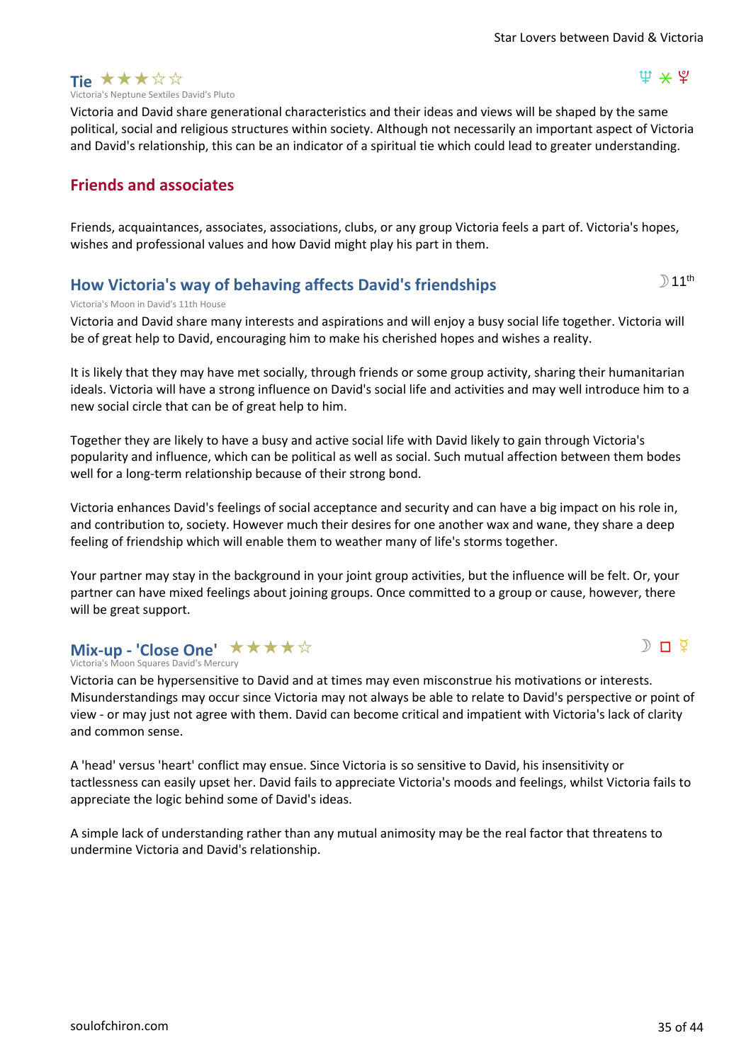### Tie ★★★☆☆

♆ ⚹ ♇

Victoria's Neptune Sextiles David's Pluto

Victoria and David share generational characteristics and their ideas and views will be shaped by the same political, social and religious structures within society. Although not necessarily an important aspect of Victoria and David's relationship, this can be an indicator of a spiritual tie which could lead to greater understanding.

## Friends and associates

Friends, acquaintances, associates, associations, clubs, or any group Victoria feels a part of. Victoria's hopes, wishes and professional values and how David might play his part in them.

### How Victoria's way of behaving affects David's friendships

☽ 11th

Victoria's Moon in David's 11th House

Victoria and David share many interests and aspirations and will enjoy a busy social life together. Victoria will be of great help to David, encouraging him to make his cherished hopes and wishes a reality.

It is likely that they may have met socially, through friends or some group activity, sharing their humanitarian ideals. Victoria will have a strong influence on David's social life and activities and may well introduce him to a new social circle that can be of great help to him.

Together they are likely to have a busy and active social life with David likely to gain through Victoria's popularity and influence, which can be political as well as social. Such mutual affection between them bodes well for a long-term relationship because of their strong bond.

Victoria enhances David's feelings of social acceptance and security and can have a big impact on his role in, and contribution to, society. However much their desires for one another wax and wane, they share a deep feeling of friendship which will enable them to weather many of life's storms together.

Your partner may stay in the background in your joint group activities, but the influence will be felt. Or, your partner can have mixed feelings about joining groups. Once committed to a group or cause, however, there will be great support.

### Mix-up - 'Close One' ★★★★☆

☽ □ ☿

Victoria's Moon Squares David's Mercury

Victoria can be hypersensitive to David and at times may even misconstrue his motivations or interests. Misunderstandings may occur since Victoria may not always be able to relate to David's perspective or point of view - or may just not agree with them. David can become critical and impatient with Victoria's lack of clarity and common sense.

A 'head' versus 'heart' conflict may ensue. Since Victoria is so sensitive to David, his insensitivity or tactlessness can easily upset her. David fails to appreciate Victoria's moods and feelings, whilst Victoria fails to appreciate the logic behind some of David's ideas.

A simple lack of understanding rather than any mutual animosity may be the real factor that threatens to undermine Victoria and David's relationship.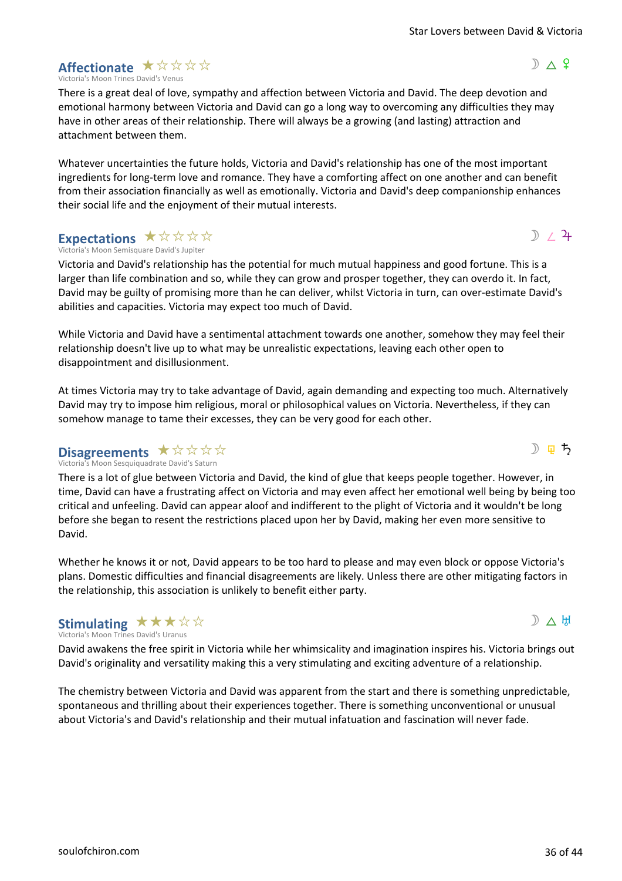## Affectionate ★☆☆☆☆

Victoria's Moon Trines David's Venus

☽ △ ♀

There is a great deal of love, sympathy and affection between Victoria and David. The deep devotion and emotional harmony between Victoria and David can go a long way to overcoming any difficulties they may have in other areas of their relationship. There will always be a growing (and lasting) attraction and attachment between them.

Whatever uncertainties the future holds, Victoria and David's relationship has one of the most important ingredients for long-term love and romance. They have a comforting affect on one another and can benefit from their association financially as well as emotionally. Victoria and David's deep companionship enhances their social life and the enjoyment of their mutual interests.

## Expectations ★☆☆☆☆

Victoria's Moon Semisquare David's Jupiter

☽ ∠ ♃

Victoria and David's relationship has the potential for much mutual happiness and good fortune. This is a larger than life combination and so, while they can grow and prosper together, they can overdo it. In fact, David may be guilty of promising more than he can deliver, whilst Victoria in turn, can over-estimate David's abilities and capacities. Victoria may expect too much of David.

While Victoria and David have a sentimental attachment towards one another, somehow they may feel their relationship doesn't live up to what may be unrealistic expectations, leaving each other open to disappointment and disillusionment.

At times Victoria may try to take advantage of David, again demanding and expecting too much. Alternatively David may try to impose him religious, moral or philosophical values on Victoria. Nevertheless, if they can somehow manage to tame their excesses, they can be very good for each other.

## Disagreements ★☆☆☆☆

Victoria's Moon Sesquiquadrate David's Saturn

☽ ⚼ ♄

There is a lot of glue between Victoria and David, the kind of glue that keeps people together. However, in time, David can have a frustrating affect on Victoria and may even affect her emotional well being by being too critical and unfeeling. David can appear aloof and indifferent to the plight of Victoria and it wouldn't be long before she began to resent the restrictions placed upon her by David, making her even more sensitive to David.

Whether he knows it or not, David appears to be too hard to please and may even block or oppose Victoria's plans. Domestic difficulties and financial disagreements are likely. Unless there are other mitigating factors in the relationship, this association is unlikely to benefit either party.

## Stimulating ★★★☆☆

Victoria's Moon Trines David's Uranus

☽ △ ♅

David awakens the free spirit in Victoria while her whimsicality and imagination inspires his. Victoria brings out David's originality and versatility making this a very stimulating and exciting adventure of a relationship.

The chemistry between Victoria and David was apparent from the start and there is something unpredictable, spontaneous and thrilling about their experiences together. There is something unconventional or unusual about Victoria's and David's relationship and their mutual infatuation and fascination will never fade.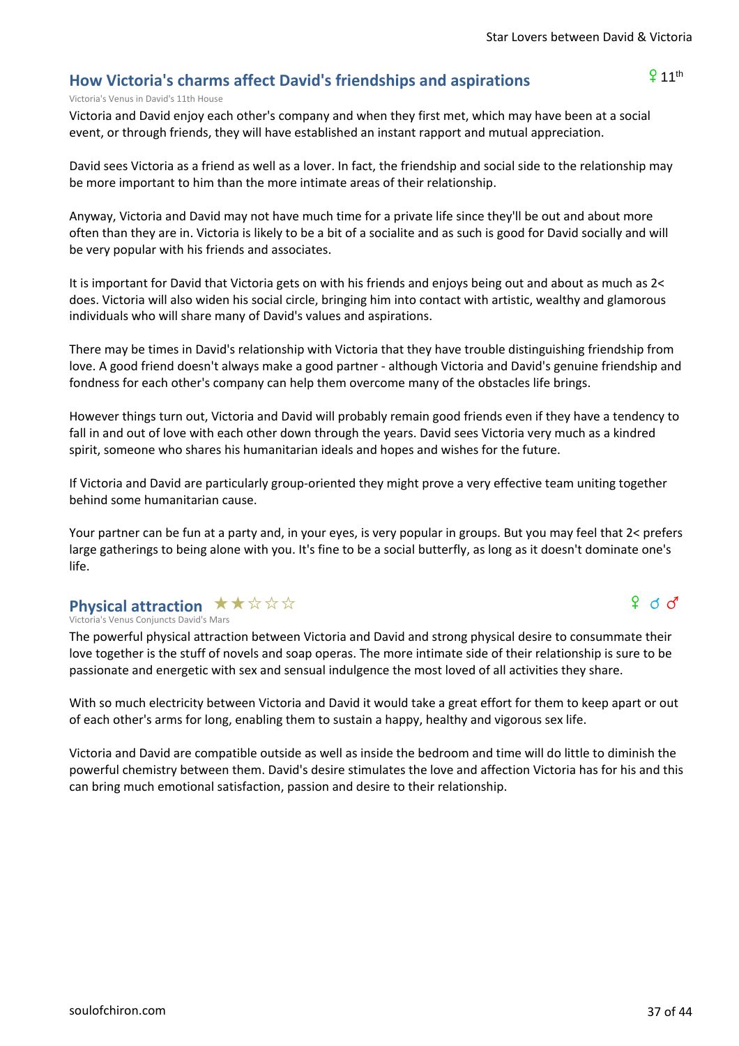## How Victoria's charms affect David's friendships and aspirations

♀ 11th

Victoria's Venus in David's 11th House

Victoria and David enjoy each other's company and when they first met, which may have been at a social event, or through friends, they will have established an instant rapport and mutual appreciation.

David sees Victoria as a friend as well as a lover. In fact, the friendship and social side to the relationship may be more important to him than the more intimate areas of their relationship.

Anyway, Victoria and David may not have much time for a private life since they'll be out and about more often than they are in. Victoria is likely to be a bit of a socialite and as such is good for David socially and will be very popular with his friends and associates.

It is important for David that Victoria gets on with his friends and enjoys being out and about as much as 2< does. Victoria will also widen his social circle, bringing him into contact with artistic, wealthy and glamorous individuals who will share many of David's values and aspirations.

There may be times in David's relationship with Victoria that they have trouble distinguishing friendship from love. A good friend doesn't always make a good partner - although Victoria and David's genuine friendship and fondness for each other's company can help them overcome many of the obstacles life brings.

However things turn out, Victoria and David will probably remain good friends even if they have a tendency to fall in and out of love with each other down through the years. David sees Victoria very much as a kindred spirit, someone who shares his humanitarian ideals and hopes and wishes for the future.

If Victoria and David are particularly group-oriented they might prove a very effective team uniting together behind some humanitarian cause.

Your partner can be fun at a party and, in your eyes, is very popular in groups. But you may feel that 2< prefers large gatherings to being alone with you. It's fine to be a social butterfly, as long as it doesn't dominate one's life.

## Physical attraction ★★☆☆☆

♀ ☌ ♂

Victoria's Venus Conjuncts David's Mars

The powerful physical attraction between Victoria and David and strong physical desire to consummate their love together is the stuff of novels and soap operas. The more intimate side of their relationship is sure to be passionate and energetic with sex and sensual indulgence the most loved of all activities they share.

With so much electricity between Victoria and David it would take a great effort for them to keep apart or out of each other's arms for long, enabling them to sustain a happy, healthy and vigorous sex life.

Victoria and David are compatible outside as well as inside the bedroom and time will do little to diminish the powerful chemistry between them. David's desire stimulates the love and affection Victoria has for his and this can bring much emotional satisfaction, passion and desire to their relationship.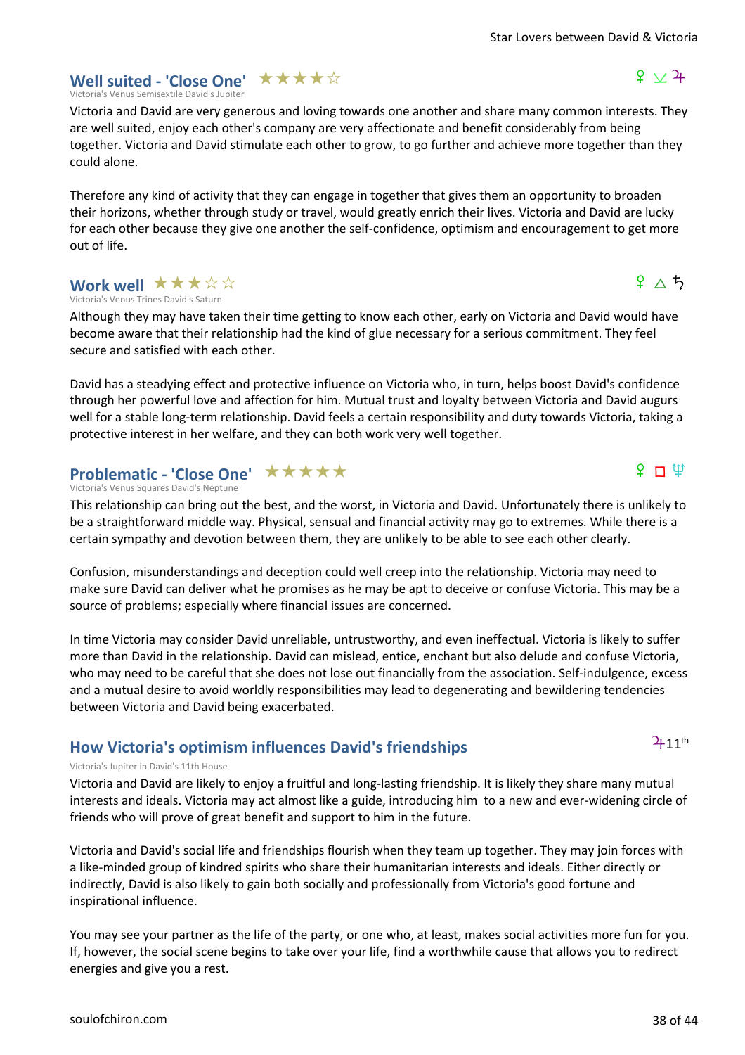## Well suited - 'Close One' ★★★★☆

♀ ⚺ ♃

Victoria's Venus Semisextile David's Jupiter

Victoria and David are very generous and loving towards one another and share many common interests. They are well suited, enjoy each other's company are very affectionate and benefit considerably from being together. Victoria and David stimulate each other to grow, to go further and achieve more together than they could alone.

Therefore any kind of activity that they can engage in together that gives them an opportunity to broaden their horizons, whether through study or travel, would greatly enrich their lives. Victoria and David are lucky for each other because they give one another the self-confidence, optimism and encouragement to get more out of life.

## Work well ★★★☆☆

♀ △ ♄

Victoria's Venus Trines David's Saturn

Although they may have taken their time getting to know each other, early on Victoria and David would have become aware that their relationship had the kind of glue necessary for a serious commitment. They feel secure and satisfied with each other.

David has a steadying effect and protective influence on Victoria who, in turn, helps boost David's confidence through her powerful love and affection for him. Mutual trust and loyalty between Victoria and David augurs well for a stable long-term relationship. David feels a certain responsibility and duty towards Victoria, taking a protective interest in her welfare, and they can both work very well together.

## Problematic - 'Close One' ★★★★★

♀ □ ♆

Victoria's Venus Squares David's Neptune

This relationship can bring out the best, and the worst, in Victoria and David. Unfortunately there is unlikely to be a straightforward middle way. Physical, sensual and financial activity may go to extremes. While there is a certain sympathy and devotion between them, they are unlikely to be able to see each other clearly.

Confusion, misunderstandings and deception could well creep into the relationship. Victoria may need to make sure David can deliver what he promises as he may be apt to deceive or confuse Victoria. This may be a source of problems; especially where financial issues are concerned.

In time Victoria may consider David unreliable, untrustworthy, and even ineffectual. Victoria is likely to suffer more than David in the relationship. David can mislead, entice, enchant but also delude and confuse Victoria, who may need to be careful that she does not lose out financially from the association. Self-indulgence, excess and a mutual desire to avoid worldly responsibilities may lead to degenerating and bewildering tendencies between Victoria and David being exacerbated.

## How Victoria's optimism influences David's friendships

♃ 11th

Victoria's Jupiter in David's 11th House

Victoria and David are likely to enjoy a fruitful and long-lasting friendship. It is likely they share many mutual interests and ideals. Victoria may act almost like a guide, introducing him to a new and ever-widening circle of friends who will prove of great benefit and support to him in the future.

Victoria and David's social life and friendships flourish when they team up together. They may join forces with a like-minded group of kindred spirits who share their humanitarian interests and ideals. Either directly or indirectly, David is also likely to gain both socially and professionally from Victoria's good fortune and inspirational influence.

You may see your partner as the life of the party, or one who, at least, makes social activities more fun for you. If, however, the social scene begins to take over your life, find a worthwhile cause that allows you to redirect energies and give you a rest.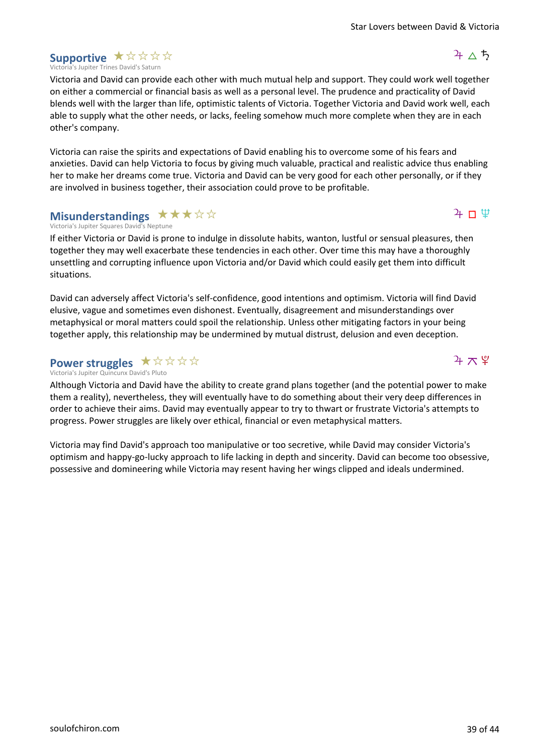## Supportive ★☆☆☆☆

♃ △ ♄

Victoria's Jupiter Trines David's Saturn

Victoria and David can provide each other with much mutual help and support. They could work well together on either a commercial or financial basis as well as a personal level. The prudence and practicality of David blends well with the larger than life, optimistic talents of Victoria. Together Victoria and David work well, each able to supply what the other needs, or lacks, feeling somehow much more complete when they are in each other's company.

Victoria can raise the spirits and expectations of David enabling his to overcome some of his fears and anxieties. David can help Victoria to focus by giving much valuable, practical and realistic advice thus enabling her to make her dreams come true. Victoria and David can be very good for each other personally, or if they are involved in business together, their association could prove to be profitable.

## Misunderstandings ★★★☆☆

♃ □ ♆

Victoria's Jupiter Squares David's Neptune

If either Victoria or David is prone to indulge in dissolute habits, wanton, lustful or sensual pleasures, then together they may well exacerbate these tendencies in each other. Over time this may have a thoroughly unsettling and corrupting influence upon Victoria and/or David which could easily get them into difficult situations.

David can adversely affect Victoria's self-confidence, good intentions and optimism. Victoria will find David elusive, vague and sometimes even dishonest. Eventually, disagreement and misunderstandings over metaphysical or moral matters could spoil the relationship. Unless other mitigating factors in your being together apply, this relationship may be undermined by mutual distrust, delusion and even deception.

## Power struggles ★☆☆☆☆

♃ ⚻ ♇

Victoria's Jupiter Quincunx David's Pluto

Although Victoria and David have the ability to create grand plans together (and the potential power to make them a reality), nevertheless, they will eventually have to do something about their very deep differences in order to achieve their aims. David may eventually appear to try to thwart or frustrate Victoria's attempts to progress. Power struggles are likely over ethical, financial or even metaphysical matters.

Victoria may find David's approach too manipulative or too secretive, while David may consider Victoria's optimism and happy-go-lucky approach to life lacking in depth and sincerity. David can become too obsessive, possessive and domineering while Victoria may resent having her wings clipped and ideals undermined.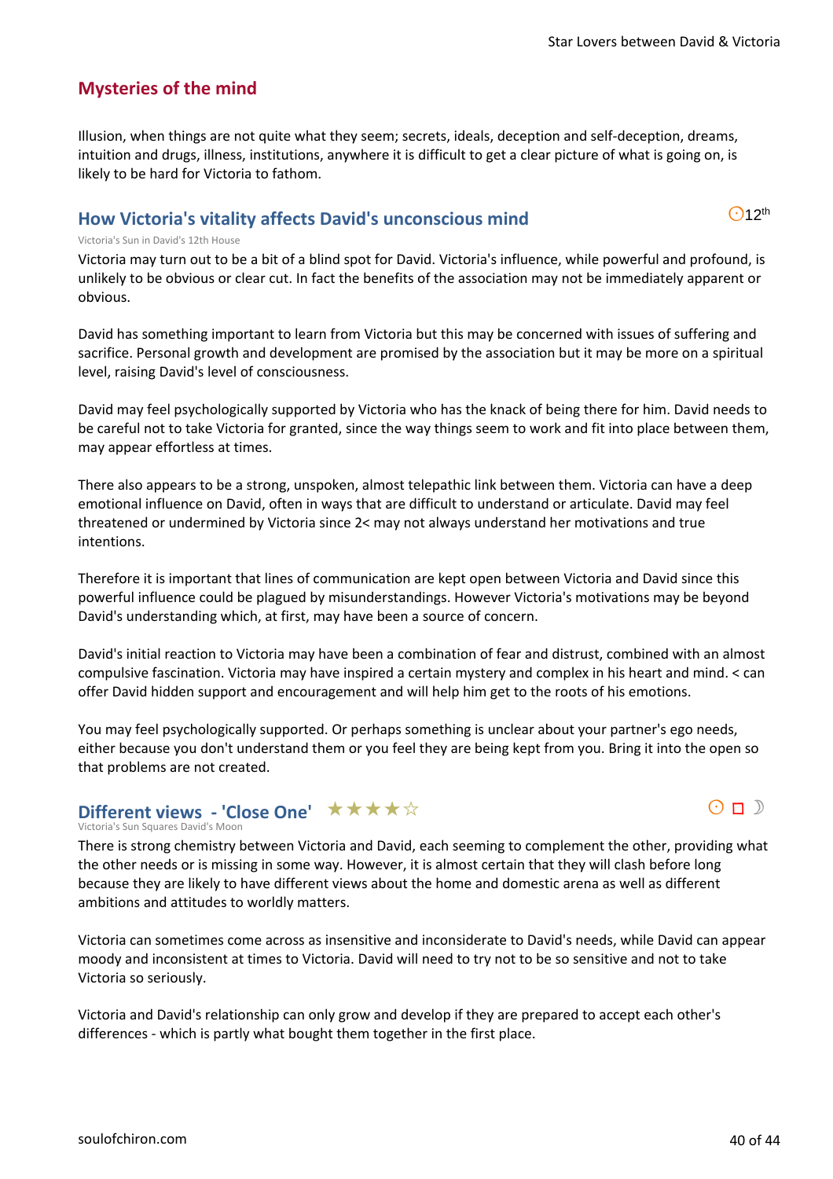## Mysteries of the mind

Illusion, when things are not quite what they seem; secrets, ideals, deception and self-deception, dreams, intuition and drugs, illness, institutions, anywhere it is difficult to get a clear picture of what is going on, is likely to be hard for Victoria to fathom.

### How Victoria's vitality affects David's unconscious mind

☉12th

Victoria's Sun in David's 12th House

Victoria may turn out to be a bit of a blind spot for David. Victoria's influence, while powerful and profound, is unlikely to be obvious or clear cut. In fact the benefits of the association may not be immediately apparent or obvious.

David has something important to learn from Victoria but this may be concerned with issues of suffering and sacrifice. Personal growth and development are promised by the association but it may be more on a spiritual level, raising David's level of consciousness.

David may feel psychologically supported by Victoria who has the knack of being there for him. David needs to be careful not to take Victoria for granted, since the way things seem to work and fit into place between them, may appear effortless at times.

There also appears to be a strong, unspoken, almost telepathic link between them. Victoria can have a deep emotional influence on David, often in ways that are difficult to understand or articulate. David may feel threatened or undermined by Victoria since 2< may not always understand her motivations and true intentions.

Therefore it is important that lines of communication are kept open between Victoria and David since this powerful influence could be plagued by misunderstandings. However Victoria's motivations may be beyond David's understanding which, at first, may have been a source of concern.

David's initial reaction to Victoria may have been a combination of fear and distrust, combined with an almost compulsive fascination. Victoria may have inspired a certain mystery and complex in his heart and mind. < can offer David hidden support and encouragement and will help him get to the roots of his emotions.

You may feel psychologically supported. Or perhaps something is unclear about your partner's ego needs, either because you don't understand them or you feel they are being kept from you. Bring it into the open so that problems are not created.

### Different views - 'Close One' ★★★★☆

☉ □ ☽

Victoria's Sun Squares David's Moon

There is strong chemistry between Victoria and David, each seeming to complement the other, providing what the other needs or is missing in some way. However, it is almost certain that they will clash before long because they are likely to have different views about the home and domestic arena as well as different ambitions and attitudes to worldly matters.

Victoria can sometimes come across as insensitive and inconsiderate to David's needs, while David can appear moody and inconsistent at times to Victoria. David will need to try not to be so sensitive and not to take Victoria so seriously.

Victoria and David's relationship can only grow and develop if they are prepared to accept each other's differences - which is partly what bought them together in the first place.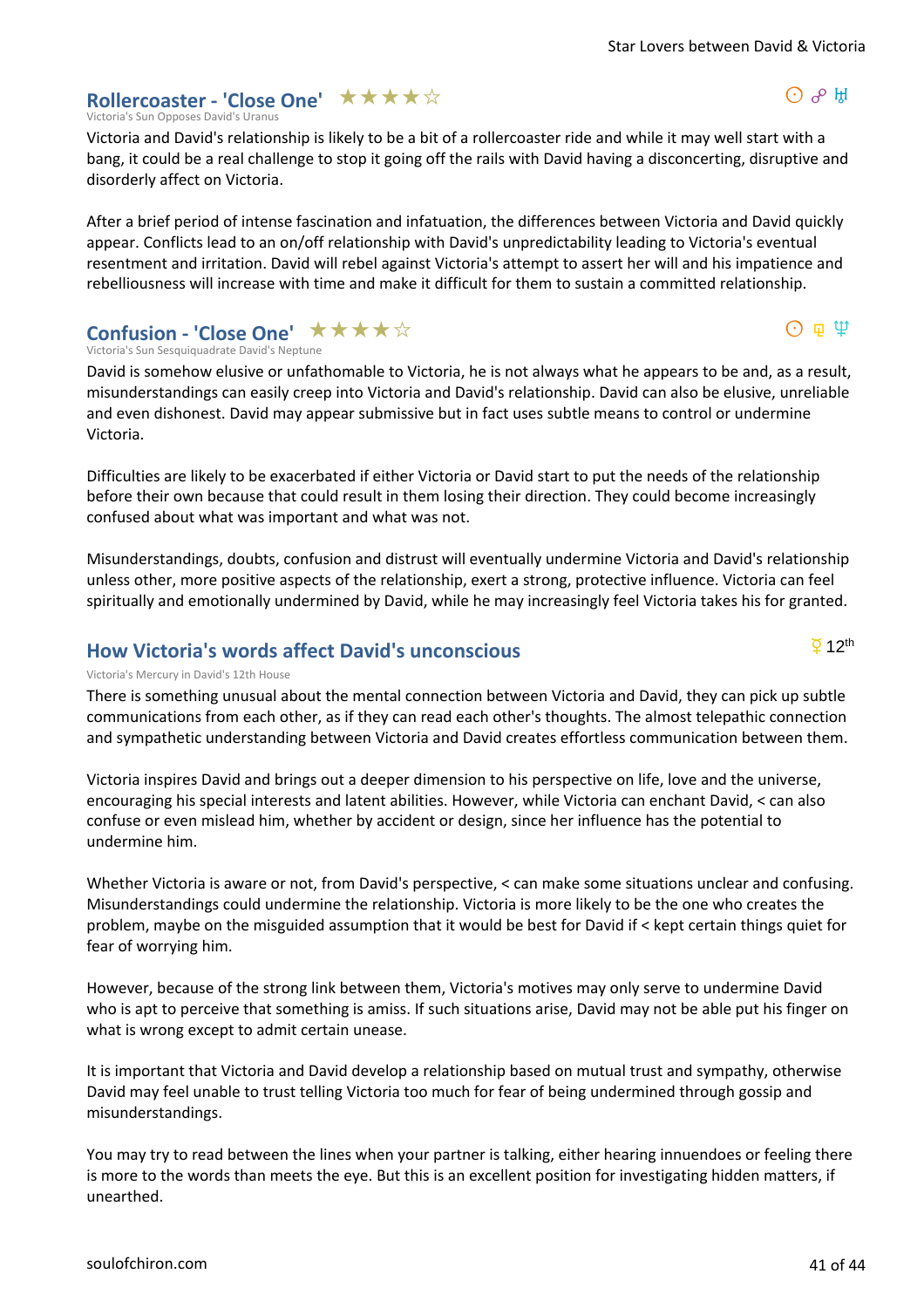## Rollercoaster - 'Close One' ★★★★☆

☉ ☍ ♅

Victoria's Sun Opposes David's Uranus

Victoria and David's relationship is likely to be a bit of a rollercoaster ride and while it may well start with a bang, it could be a real challenge to stop it going off the rails with David having a disconcerting, disruptive and disorderly affect on Victoria.

After a brief period of intense fascination and infatuation, the differences between Victoria and David quickly appear. Conflicts lead to an on/off relationship with David's unpredictability leading to Victoria's eventual resentment and irritation. David will rebel against Victoria's attempt to assert her will and his impatience and rebelliousness will increase with time and make it difficult for them to sustain a committed relationship.

## Confusion - 'Close One' ★★★★☆

☉ ⚼ ♆

Victoria's Sun Sesquiquadrate David's Neptune

David is somehow elusive or unfathomable to Victoria, he is not always what he appears to be and, as a result, misunderstandings can easily creep into Victoria and David's relationship. David can also be elusive, unreliable and even dishonest. David may appear submissive but in fact uses subtle means to control or undermine Victoria.

Difficulties are likely to be exacerbated if either Victoria or David start to put the needs of the relationship before their own because that could result in them losing their direction. They could become increasingly confused about what was important and what was not.

Misunderstandings, doubts, confusion and distrust will eventually undermine Victoria and David's relationship unless other, more positive aspects of the relationship, exert a strong, protective influence. Victoria can feel spiritually and emotionally undermined by David, while he may increasingly feel Victoria takes his for granted.

## How Victoria's words affect David's unconscious

☿ 12th

Victoria's Mercury in David's 12th House

There is something unusual about the mental connection between Victoria and David, they can pick up subtle communications from each other, as if they can read each other's thoughts. The almost telepathic connection and sympathetic understanding between Victoria and David creates effortless communication between them.

Victoria inspires David and brings out a deeper dimension to his perspective on life, love and the universe, encouraging his special interests and latent abilities. However, while Victoria can enchant David, < can also confuse or even mislead him, whether by accident or design, since her influence has the potential to undermine him.

Whether Victoria is aware or not, from David's perspective, < can make some situations unclear and confusing. Misunderstandings could undermine the relationship. Victoria is more likely to be the one who creates the problem, maybe on the misguided assumption that it would be best for David if < kept certain things quiet for fear of worrying him.

However, because of the strong link between them, Victoria's motives may only serve to undermine David who is apt to perceive that something is amiss. If such situations arise, David may not be able put his finger on what is wrong except to admit certain unease.

It is important that Victoria and David develop a relationship based on mutual trust and sympathy, otherwise David may feel unable to trust telling Victoria too much for fear of being undermined through gossip and misunderstandings.

You may try to read between the lines when your partner is talking, either hearing innuendoes or feeling there is more to the words than meets the eye. But this is an excellent position for investigating hidden matters, if unearthed.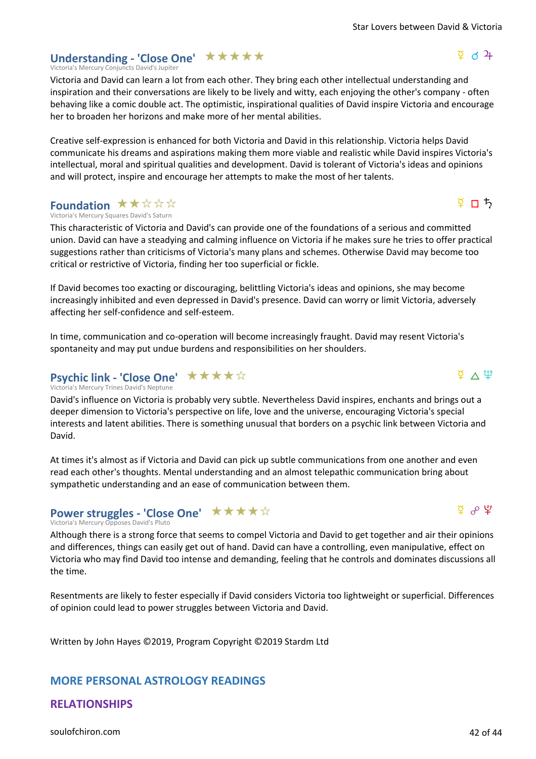## Understanding - 'Close One' ★★★★★

Victoria's Mercury Conjuncts David's Jupiter

☿ ☌ ♃

Victoria and David can learn a lot from each other. They bring each other intellectual understanding and inspiration and their conversations are likely to be lively and witty, each enjoying the other's company - often behaving like a comic double act. The optimistic, inspirational qualities of David inspire Victoria and encourage her to broaden her horizons and make more of her mental abilities.

Creative self-expression is enhanced for both Victoria and David in this relationship. Victoria helps David communicate his dreams and aspirations making them more viable and realistic while David inspires Victoria's intellectual, moral and spiritual qualities and development. David is tolerant of Victoria's ideas and opinions and will protect, inspire and encourage her attempts to make the most of her talents.

## Foundation ★★☆☆☆

Victoria's Mercury Squares David's Saturn

☿ □ ♄

This characteristic of Victoria and David's can provide one of the foundations of a serious and committed union. David can have a steadying and calming influence on Victoria if he makes sure he tries to offer practical suggestions rather than criticisms of Victoria's many plans and schemes. Otherwise David may become too critical or restrictive of Victoria, finding her too superficial or fickle.

If David becomes too exacting or discouraging, belittling Victoria's ideas and opinions, she may become increasingly inhibited and even depressed in David's presence. David can worry or limit Victoria, adversely affecting her self-confidence and self-esteem.

In time, communication and co-operation will become increasingly fraught. David may resent Victoria's spontaneity and may put undue burdens and responsibilities on her shoulders.

## Psychic link - 'Close One' ★★★★☆

Victoria's Mercury Trines David's Neptune

☿ △ ♆

David's influence on Victoria is probably very subtle. Nevertheless David inspires, enchants and brings out a deeper dimension to Victoria's perspective on life, love and the universe, encouraging Victoria's special interests and latent abilities. There is something unusual that borders on a psychic link between Victoria and David.

At times it's almost as if Victoria and David can pick up subtle communications from one another and even read each other's thoughts. Mental understanding and an almost telepathic communication bring about sympathetic understanding and an ease of communication between them.

## Power struggles - 'Close One' ★★★★☆

Victoria's Mercury Opposes David's Pluto

☿ ☍ ♇

Although there is a strong force that seems to compel Victoria and David to get together and air their opinions and differences, things can easily get out of hand. David can have a controlling, even manipulative, effect on Victoria who may find David too intense and demanding, feeling that he controls and dominates discussions all the time.

Resentments are likely to fester especially if David considers Victoria too lightweight or superficial. Differences of opinion could lead to power struggles between Victoria and David.

Written by John Hayes ©2019, Program Copyright ©2019 Stardm Ltd

## MORE PERSONAL ASTROLOGY READINGS

### RELATIONSHIPS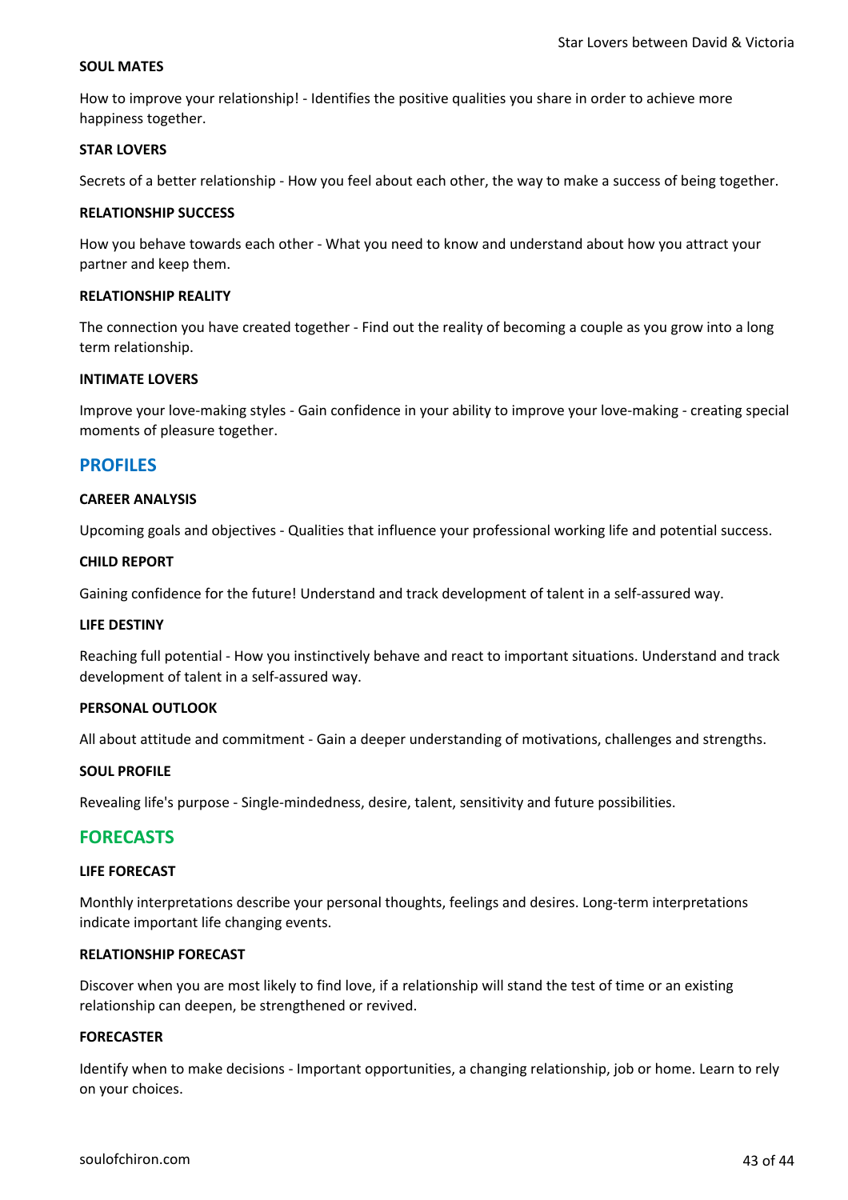#### SOUL MATES

How to improve your relationship! - Identifies the positive qualities you share in order to achieve more happiness together.

#### STAR LOVERS

Secrets of a better relationship - How you feel about each other, the way to make a success of being together.

#### RELATIONSHIP SUCCESS

How you behave towards each other - What you need to know and understand about how you attract your partner and keep them.

#### RELATIONSHIP REALITY

The connection you have created together - Find out the reality of becoming a couple as you grow into a long term relationship.

#### INTIMATE LOVERS

Improve your love-making styles - Gain confidence in your ability to improve your love-making - creating special moments of pleasure together.

## PROFILES

#### CAREER ANALYSIS

Upcoming goals and objectives - Qualities that influence your professional working life and potential success.

#### CHILD REPORT

Gaining confidence for the future! Understand and track development of talent in a self-assured way.

#### LIFE DESTINY

Reaching full potential - How you instinctively behave and react to important situations. Understand and track development of talent in a self-assured way.

#### PERSONAL OUTLOOK

All about attitude and commitment - Gain a deeper understanding of motivations, challenges and strengths.

#### SOUL PROFILE

Revealing life's purpose - Single-mindedness, desire, talent, sensitivity and future possibilities.

## FORECASTS

#### LIFE FORECAST

Monthly interpretations describe your personal thoughts, feelings and desires. Long-term interpretations indicate important life changing events.

#### RELATIONSHIP FORECAST

Discover when you are most likely to find love, if a relationship will stand the test of time or an existing relationship can deepen, be strengthened or revived.

#### FORECASTER

Identify when to make decisions - Important opportunities, a changing relationship, job or home. Learn to rely on your choices.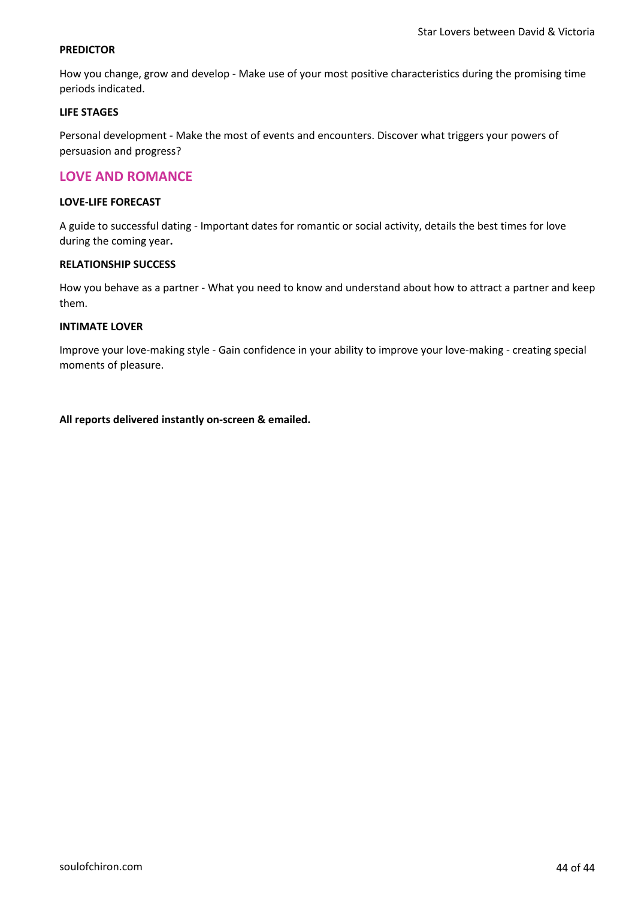**PREDICTOR**

How you change, grow and develop - Make use of your most positive characteristics during the promising time periods indicated.

**LIFE STAGES**

Personal development - Make the most of events and encounters. Discover what triggers your powers of persuasion and progress?

## LOVE AND ROMANCE

**LOVE-LIFE FORECAST**

A guide to successful dating - Important dates for romantic or social activity, details the best times for love during the coming year**.**

**RELATIONSHIP SUCCESS**

How you behave as a partner - What you need to know and understand about how to attract a partner and keep them.

**INTIMATE LOVER**

Improve your love-making style - Gain confidence in your ability to improve your love-making - creating special moments of pleasure.

**All reports delivered instantly on-screen & emailed.**